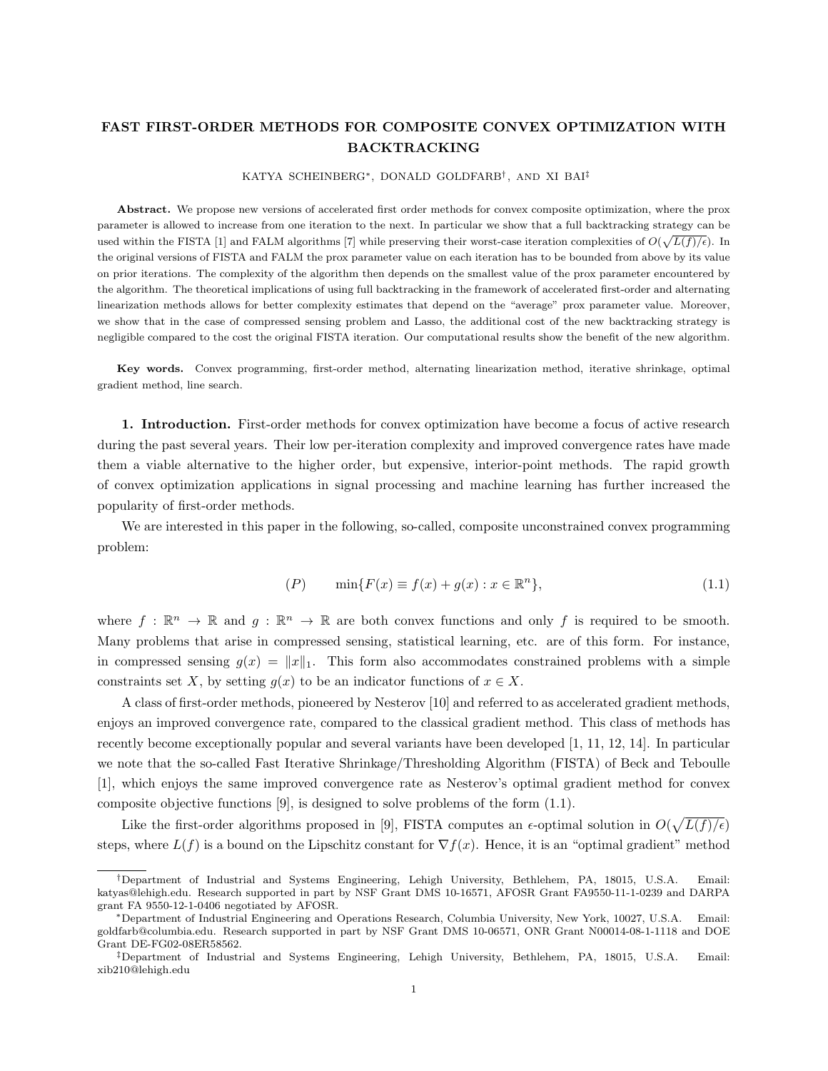# FAST FIRST-ORDER METHODS FOR COMPOSITE CONVEX OPTIMIZATION WITH BACKTRACKING

KATYA SCHEINBERG[*], DONALD GOLDFARB[†], AND XI BAI[‡]

**Abstract.** We propose new versions of accelerated first order methods for convex composite optimization, where the prox parameter is allowed to increase from one iteration to the next. In particular we show that a full backtracking strategy can be used within the FISTA [1] and FALM algorithms [7] while preserving their worst-case iteration complexities of $O(\sqrt{L(f)/\epsilon})$. In the original versions of FISTA and FALM the prox parameter value on each iteration has to be bounded from above by its value on prior iterations. The complexity of the algorithm then depends on the smallest value of the prox parameter encountered by the algorithm. The theoretical implications of using full backtracking in the framework of accelerated first-order and alternating linearization methods allows for better complexity estimates that depend on the "average" prox parameter value. Moreover, we show that in the case of compressed sensing problem and Lasso, the additional cost of the new backtracking strategy is negligible compared to the cost the original FISTA iteration. Our computational results show the benefit of the new algorithm.

**Key words.** Convex programming, first-order method, alternating linearization method, iterative shrinkage, optimal gradient method, line search.

**1. Introduction.** First-order methods for convex optimization have become a focus of active research during the past several years. Their low per-iteration complexity and improved convergence rates have made them a viable alternative to the higher order, but expensive, interior-point methods. The rapid growth of convex optimization applications in signal processing and machine learning has further increased the popularity of first-order methods.

We are interested in this paper in the following, so-called, composite unconstrained convex programming problem:

$$(P) \qquad \min\{F(x) \equiv f(x) + g(x) : x \in \mathbb{R}^n\}, \tag{1.1}$$

where $f : \mathbb{R}^n \to \mathbb{R}$ and $g : \mathbb{R}^n \to \mathbb{R}$ are both convex functions and only $f$ is required to be smooth. Many problems that arise in compressed sensing, statistical learning, etc. are of this form. For instance, in compressed sensing $g(x) = \|x\|_1$. This form also accommodates constrained problems with a simple constraints set $X$, by setting $g(x)$ to be an indicator functions of $x \in X$.

A class of first-order methods, pioneered by Nesterov [10] and referred to as accelerated gradient methods, enjoys an improved convergence rate, compared to the classical gradient method. This class of methods has recently become exceptionally popular and several variants have been developed [1, 11, 12, 14]. In particular we note that the so-called Fast Iterative Shrinkage/Thresholding Algorithm (FISTA) of Beck and Teboulle [1], which enjoys the same improved convergence rate as Nesterov's optimal gradient method for convex composite objective functions [9], is designed to solve problems of the form (1.1).

Like the first-order algorithms proposed in [9], FISTA computes an $\epsilon$-optimal solution in $O(\sqrt{L(f)/\epsilon})$ steps, where $L(f)$ is a bound on the Lipschitz constant for $\nabla f(x)$. Hence, it is an "optimal gradient" method

---

[†]Department of Industrial and Systems Engineering, Lehigh University, Bethlehem, PA, 18015, U.S.A. Email: katyas@lehigh.edu. Research supported in part by NSF Grant DMS 10-16571, AFOSR Grant FA9550-11-1-0239 and DARPA grant FA 9550-12-1-0406 negotiated by AFOSR.

[*]Department of Industrial Engineering and Operations Research, Columbia University, New York, 10027, U.S.A. Email: goldfarb@columbia.edu. Research supported in part by NSF Grant DMS 10-06571, ONR Grant N00014-08-1-1118 and DOE Grant DE-FG02-08ER58562.

[‡]Department of Industrial and Systems Engineering, Lehigh University, Bethlehem, PA, 18015, U.S.A. Email: xib210@lehigh.edu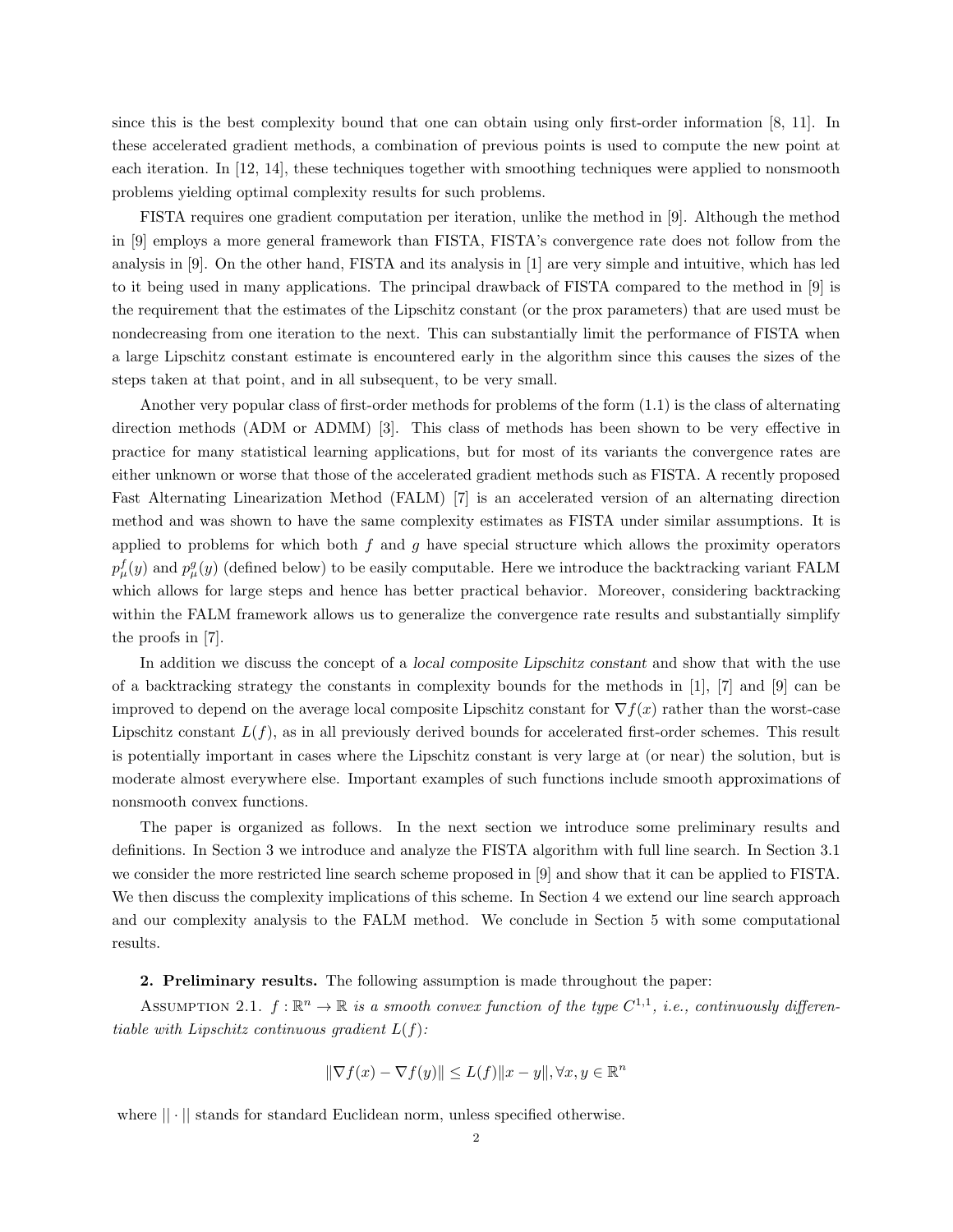since this is the best complexity bound that one can obtain using only first-order information [8, 11]. In these accelerated gradient methods, a combination of previous points is used to compute the new point at each iteration. In [12, 14], these techniques together with smoothing techniques were applied to nonsmooth problems yielding optimal complexity results for such problems.

FISTA requires one gradient computation per iteration, unlike the method in [9]. Although the method in [9] employs a more general framework than FISTA, FISTA's convergence rate does not follow from the analysis in [9]. On the other hand, FISTA and its analysis in [1] are very simple and intuitive, which has led to it being used in many applications. The principal drawback of FISTA compared to the method in [9] is the requirement that the estimates of the Lipschitz constant (or the prox parameters) that are used must be nondecreasing from one iteration to the next. This can substantially limit the performance of FISTA when a large Lipschitz constant estimate is encountered early in the algorithm since this causes the sizes of the steps taken at that point, and in all subsequent, to be very small.

Another very popular class of first-order methods for problems of the form (1.1) is the class of alternating direction methods (ADM or ADMM) [3]. This class of methods has been shown to be very effective in practice for many statistical learning applications, but for most of its variants the convergence rates are either unknown or worse that those of the accelerated gradient methods such as FISTA. A recently proposed Fast Alternating Linearization Method (FALM) [7] is an accelerated version of an alternating direction method and was shown to have the same complexity estimates as FISTA under similar assumptions. It is applied to problems for which both $f$ and $g$ have special structure which allows the proximity operators $p^f_\mu(y)$ and $p^g_\mu(y)$ (defined below) to be easily computable. Here we introduce the backtracking variant FALM which allows for large steps and hence has better practical behavior. Moreover, considering backtracking within the FALM framework allows us to generalize the convergence rate results and substantially simplify the proofs in [7].

In addition we discuss the concept of a *local composite Lipschitz constant* and show that with the use of a backtracking strategy the constants in complexity bounds for the methods in [1], [7] and [9] can be improved to depend on the average local composite Lipschitz constant for $\nabla f(x)$ rather than the worst-case Lipschitz constant $L(f)$, as in all previously derived bounds for accelerated first-order schemes. This result is potentially important in cases where the Lipschitz constant is very large at (or near) the solution, but is moderate almost everywhere else. Important examples of such functions include smooth approximations of nonsmooth convex functions.

The paper is organized as follows. In the next section we introduce some preliminary results and definitions. In Section 3 we introduce and analyze the FISTA algorithm with full line search. In Section 3.1 we consider the more restricted line search scheme proposed in [9] and show that it can be applied to FISTA. We then discuss the complexity implications of this scheme. In Section 4 we extend our line search approach and our complexity analysis to the FALM method. We conclude in Section 5 with some computational results.

**2. Preliminary results.** The following assumption is made throughout the paper:

Assumption 2.1. *$f : \mathbb{R}^n \to \mathbb{R}$ is a smooth convex function of the type $C^{1,1}$, i.e., continuously differentiable with Lipschitz continuous gradient $L(f)$:*

$$\|\nabla f(x) - \nabla f(y)\| \le L(f)\|x - y\|, \forall x, y \in \mathbb{R}^n$$

where $||\cdot||$ stands for standard Euclidean norm, unless specified otherwise.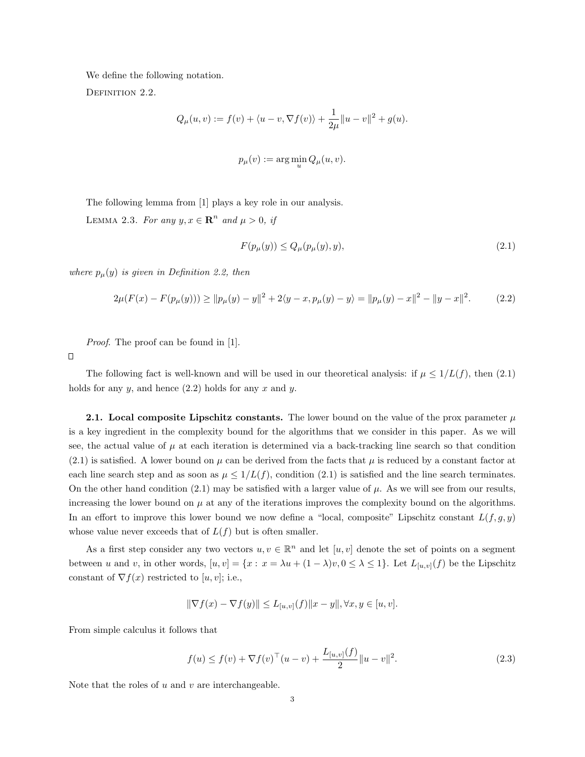We define the following notation.

Definition 2.2.

$$Q_\mu(u, v) := f(v) + \langle u - v, \nabla f(v)\rangle + \frac{1}{2\mu}\|u - v\|^2 + g(u).$$

$$p_\mu(v) := \arg\min_u Q_\mu(u, v).$$

The following lemma from [1] plays a key role in our analysis.

Lemma 2.3. *For any $y, x \in \mathbf{R}^n$ and $\mu > 0$, if*

$$F(p_\mu(y)) \leq Q_\mu(p_\mu(y), y), \tag{2.1}$$

*where $p_\mu(y)$ is given in Definition 2.2, then*

$$2\mu(F(x) - F(p_\mu(y))) \geq \|p_\mu(y) - y\|^2 + 2\langle y - x, p_\mu(y) - y\rangle = \|p_\mu(y) - x\|^2 - \|y - x\|^2. \tag{2.2}$$

*Proof.* The proof can be found in [1].

□

The following fact is well-known and will be used in our theoretical analysis: if $\mu \leq 1/L(f)$, then (2.1) holds for any $y$, and hence (2.2) holds for any $x$ and $y$.

**2.1. Local composite Lipschitz constants.** The lower bound on the value of the prox parameter $\mu$ is a key ingredient in the complexity bound for the algorithms that we consider in this paper. As we will see, the actual value of $\mu$ at each iteration is determined via a back-tracking line search so that condition (2.1) is satisfied. A lower bound on $\mu$ can be derived from the facts that $\mu$ is reduced by a constant factor at each line search step and as soon as $\mu \leq 1/L(f)$, condition (2.1) is satisfied and the line search terminates. On the other hand condition (2.1) may be satisfied with a larger value of $\mu$. As we will see from our results, increasing the lower bound on $\mu$ at any of the iterations improves the complexity bound on the algorithms. In an effort to improve this lower bound we now define a "local, composite" Lipschitz constant $L(f, g, y)$ whose value never exceeds that of $L(f)$ but is often smaller.

As a first step consider any two vectors $u, v \in \mathbb{R}^n$ and let $[u, v]$ denote the set of points on a segment between $u$ and $v$, in other words, $[u, v] = \{x : x = \lambda u + (1 - \lambda)v, 0 \leq \lambda \leq 1\}$. Let $L_{[u,v]}(f)$ be the Lipschitz constant of $\nabla f(x)$ restricted to $[u, v]$; i.e.,

$$\|\nabla f(x) - \nabla f(y)\| \leq L_{[u,v]}(f)\|x - y\|, \forall x, y \in [u, v].$$

From simple calculus it follows that

$$f(u) \leq f(v) + \nabla f(v)^\top (u - v) + \frac{L_{[u,v]}(f)}{2}\|u - v\|^2. \tag{2.3}$$

Note that the roles of $u$ and $v$ are interchangeable.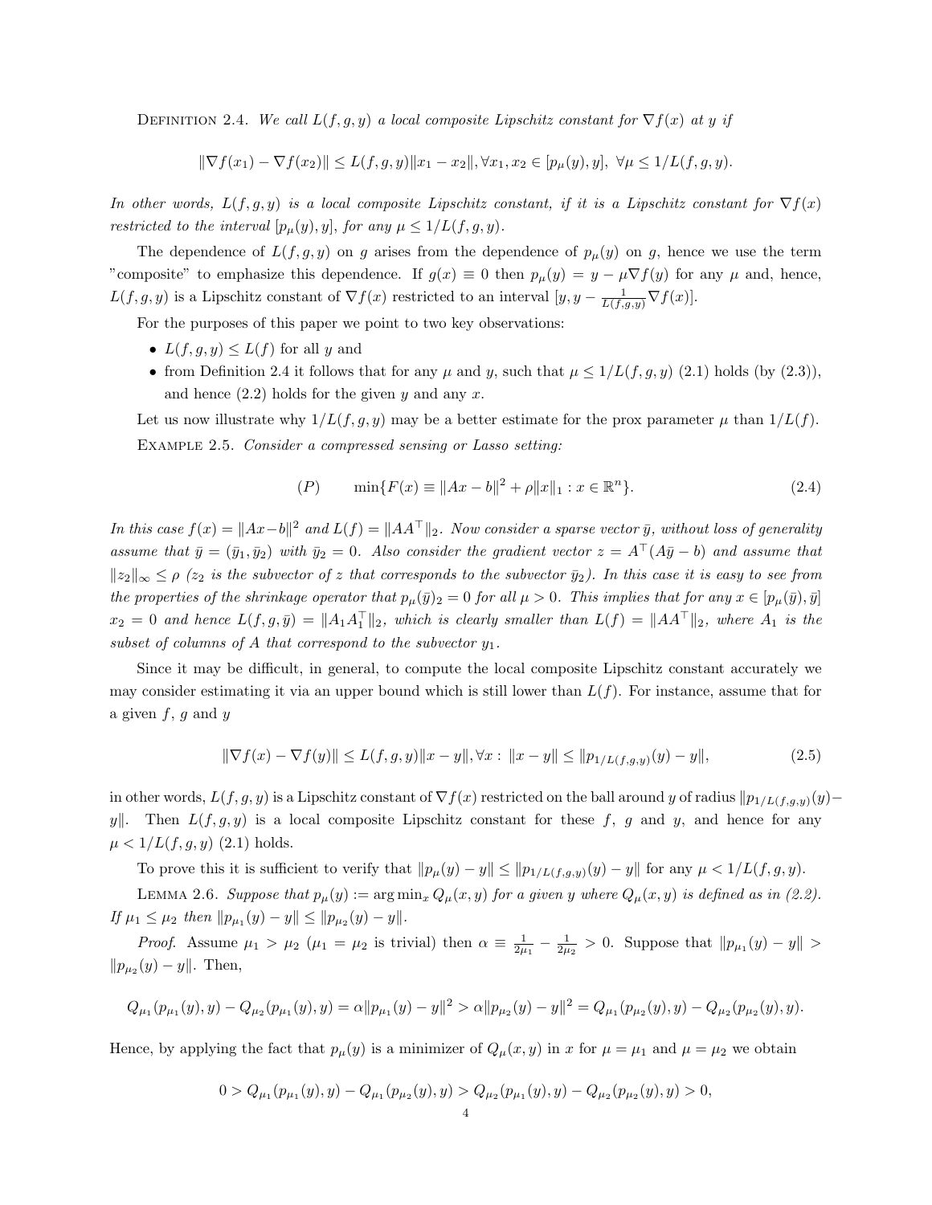DEFINITION 2.4. *We call $L(f, g, y)$ a local composite Lipschitz constant for $\nabla f(x)$ at $y$ if*

$$\|\nabla f(x_1) - \nabla f(x_2)\| \leq L(f, g, y)\|x_1 - x_2\|, \forall x_1, x_2 \in [p_\mu(y), y], \ \forall \mu \leq 1/L(f, g, y).$$

*In other words, $L(f, g, y)$ is a local composite Lipschitz constant, if it is a Lipschitz constant for $\nabla f(x)$ restricted to the interval $[p_\mu(y), y]$, for any $\mu \leq 1/L(f, g, y)$.*

The dependence of $L(f, g, y)$ on $g$ arises from the dependence of $p_\mu(y)$ on $g$, hence we use the term "composite" to emphasize this dependence. If $g(x) \equiv 0$ then $p_\mu(y) = y - \mu \nabla f(y)$ for any $\mu$ and, hence, $L(f, g, y)$ is a Lipschitz constant of $\nabla f(x)$ restricted to an interval $[y, y - \frac{1}{L(f,g,y)}\nabla f(x)]$.

For the purposes of this paper we point to two key observations:

- $L(f, g, y) \leq L(f)$ for all $y$ and
- from Definition 2.4 it follows that for any $\mu$ and $y$, such that $\mu \leq 1/L(f, g, y)$ (2.1) holds (by (2.3)), and hence (2.2) holds for the given $y$ and any $x$.

Let us now illustrate why $1/L(f, g, y)$ may be a better estimate for the prox parameter $\mu$ than $1/L(f)$.

EXAMPLE 2.5. *Consider a compressed sensing or Lasso setting:*

$$(P) \qquad \min\{F(x) \equiv \|Ax - b\|^2 + \rho\|x\|_1 : x \in \mathbb{R}^n\}. \tag{2.4}$$

*In this case $f(x) = \|Ax - b\|^2$ and $L(f) = \|AA^\top\|_2$. Now consider a sparse vector $\bar{y}$, without loss of generality assume that $\bar{y} = (\bar{y}_1, \bar{y}_2)$ with $\bar{y}_2 = 0$. Also consider the gradient vector $z = A^\top(A\bar{y} - b)$ and assume that $\|z_2\|_\infty \leq \rho$ ($z_2$ is the subvector of $z$ that corresponds to the subvector $\bar{y}_2$). In this case it is easy to see from the properties of the shrinkage operator that $p_\mu(\bar{y})_2 = 0$ for all $\mu > 0$. This implies that for any $x \in [p_\mu(\bar{y}), \bar{y}]$ $x_2 = 0$ and hence $L(f, g, \bar{y}) = \|A_1 A_1^\top\|_2$, which is clearly smaller than $L(f) = \|AA^\top\|_2$, where $A_1$ is the subset of columns of $A$ that correspond to the subvector $y_1$.*

Since it may be difficult, in general, to compute the local composite Lipschitz constant accurately we may consider estimating it via an upper bound which is still lower than $L(f)$. For instance, assume that for a given $f$, $g$ and $y$

$$\|\nabla f(x) - \nabla f(y)\| \leq L(f, g, y)\|x - y\|, \forall x : \|x - y\| \leq \|p_{1/L(f,g,y)}(y) - y\|, \tag{2.5}$$

in other words, $L(f, g, y)$ is a Lipschitz constant of $\nabla f(x)$ restricted on the ball around $y$ of radius $\|p_{1/L(f,g,y)}(y) - y\|$. Then $L(f, g, y)$ is a local composite Lipschitz constant for these $f$, $g$ and $y$, and hence for any $\mu < 1/L(f, g, y)$ (2.1) holds.

To prove this it is sufficient to verify that $\|p_\mu(y) - y\| \leq \|p_{1/L(f,g,y)}(y) - y\|$ for any $\mu < 1/L(f, g, y)$.

LEMMA 2.6. *Suppose that $p_\mu(y) := \arg\min_x Q_\mu(x, y)$ for a given $y$ where $Q_\mu(x, y)$ is defined as in (2.2). If $\mu_1 \leq \mu_2$ then $\|p_{\mu_1}(y) - y\| \leq \|p_{\mu_2}(y) - y\|$.*

*Proof.* Assume $\mu_1 > \mu_2$ ($\mu_1 = \mu_2$ is trivial) then $\alpha \equiv \frac{1}{2\mu_1} - \frac{1}{2\mu_2} > 0$. Suppose that $\|p_{\mu_1}(y) - y\| > \|p_{\mu_2}(y) - y\|$. Then,

$$Q_{\mu_1}(p_{\mu_1}(y), y) - Q_{\mu_2}(p_{\mu_1}(y), y) = \alpha\|p_{\mu_1}(y) - y\|^2 > \alpha\|p_{\mu_2}(y) - y\|^2 = Q_{\mu_1}(p_{\mu_2}(y), y) - Q_{\mu_2}(p_{\mu_2}(y), y).$$

Hence, by applying the fact that $p_\mu(y)$ is a minimizer of $Q_\mu(x, y)$ in $x$ for $\mu = \mu_1$ and $\mu = \mu_2$ we obtain

$$0 > Q_{\mu_1}(p_{\mu_1}(y), y) - Q_{\mu_1}(p_{\mu_2}(y), y) > Q_{\mu_2}(p_{\mu_1}(y), y) - Q_{\mu_2}(p_{\mu_2}(y), y) > 0,$$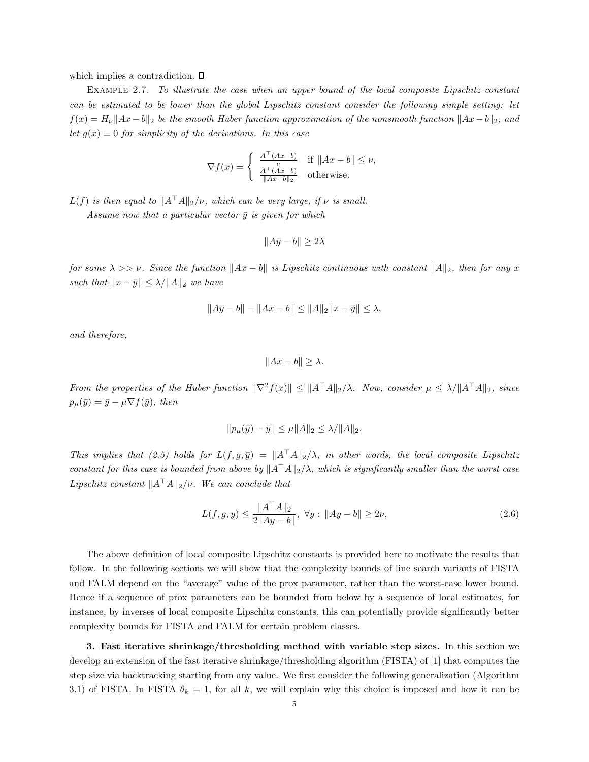which implies a contradiction. □

Example 2.7. *To illustrate the case when an upper bound of the local composite Lipschitz constant can be estimated to be lower than the global Lipschitz constant consider the following simple setting: let $f(x) = H_\nu\|Ax-b\|_2$ be the smooth Huber function approximation of the nonsmooth function $\|Ax-b\|_2$, and let $g(x) \equiv 0$ for simplicity of the derivations. In this case*

$$\nabla f(x) = \begin{cases} \frac{A^\top(Ax-b)}{\nu} & \text{if } \|Ax-b\| \leq \nu, \\ \frac{A^\top(Ax-b)}{\|Ax-b\|_2} & \text{otherwise.} \end{cases}$$

*$L(f)$ is then equal to $\|A^\top A\|_2/\nu$, which can be very large, if $\nu$ is small.*

*Assume now that a particular vector $\bar{y}$ is given for which*

$$\|A\bar{y}-b\| \geq 2\lambda$$

*for some $\lambda >> \nu$. Since the function $\|Ax-b\|$ is Lipschitz continuous with constant $\|A\|_2$, then for any $x$ such that $\|x-\bar{y}\| \leq \lambda/\|A\|_2$ we have*

$$\|A\bar{y}-b\| - \|Ax-b\| \leq \|A\|_2\|x-\bar{y}\| \leq \lambda,$$

*and therefore,*

$$\|Ax-b\| \geq \lambda.$$

*From the properties of the Huber function $\|\nabla^2 f(x)\| \leq \|A^\top A\|_2/\lambda$. Now, consider $\mu \leq \lambda/\|A^\top A\|_2$, since $p_\mu(\bar{y}) = \bar{y} - \mu\nabla f(\bar{y})$, then*

$$\|p_\mu(\bar{y}) - \bar{y}\| \leq \mu\|A\|_2 \leq \lambda/\|A\|_2.$$

*This implies that (2.5) holds for $L(f,g,\bar{y}) = \|A^\top A\|_2/\lambda$, in other words, the local composite Lipschitz constant for this case is bounded from above by $\|A^\top A\|_2/\lambda$, which is significantly smaller than the worst case Lipschitz constant $\|A^\top A\|_2/\nu$. We can conclude that*

$$L(f,g,y) \leq \frac{\|A^\top A\|_2}{2\|Ay-b\|}, \ \forall y : \|Ay-b\| \geq 2\nu, \tag{2.6}$$

The above definition of local composite Lipschitz constants is provided here to motivate the results that follow. In the following sections we will show that the complexity bounds of line search variants of FISTA and FALM depend on the "average" value of the prox parameter, rather than the worst-case lower bound. Hence if a sequence of prox parameters can be bounded from below by a sequence of local estimates, for instance, by inverses of local composite Lipschitz constants, this can potentially provide significantly better complexity bounds for FISTA and FALM for certain problem classes.

**3. Fast iterative shrinkage/thresholding method with variable step sizes.** In this section we develop an extension of the fast iterative shrinkage/thresholding algorithm (FISTA) of [1] that computes the step size via backtracking starting from any value. We first consider the following generalization (Algorithm 3.1) of FISTA. In FISTA $\theta_k = 1$, for all $k$, we will explain why this choice is imposed and how it can be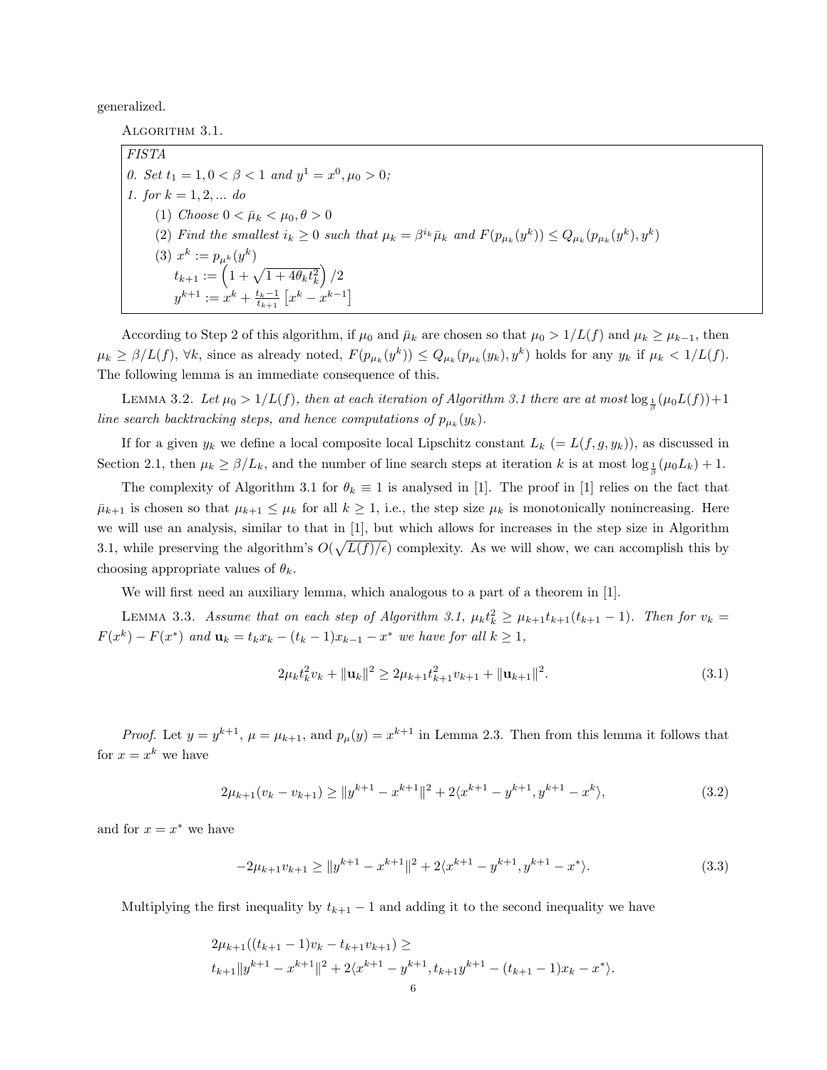generalized.

ALGORITHM 3.1.

*FISTA*

*0. Set $t_1 = 1, 0 < \beta < 1$ and $y^1 = x^0, \mu_0 > 0$;*

*1. for $k = 1, 2, ...$ do*

- *(1) Choose $0 < \bar{\mu}_k < \mu_0, \theta > 0$*
- *(2) Find the smallest $i_k \geq 0$ such that $\mu_k = \beta^{i_k}\bar{\mu}_k$ and $F(p_{\mu_k}(y^k)) \leq Q_{\mu_k}(p_{\mu_k}(y^k), y^k)$*
- *(3) $x^k := p_{\mu^k}(y^k)$*
  *$t_{k+1} := \left(1 + \sqrt{1 + 4\theta_k t_k^2}\right)/2$*
  *$y^{k+1} := x^k + \frac{t_k - 1}{t_{k+1}}\left[x^k - x^{k-1}\right]$*

According to Step 2 of this algorithm, if $\mu_0$ and $\bar{\mu}_k$ are chosen so that $\mu_0 > 1/L(f)$ and $\mu_k \geq \mu_{k-1}$, then $\mu_k \geq \beta/L(f)$, $\forall k$, since as already noted, $F(p_{\mu_k}(y^k)) \leq Q_{\mu_k}(p_{\mu_k}(y_k), y^k)$ holds for any $y_k$ if $\mu_k < 1/L(f)$. The following lemma is an immediate consequence of this.

LEMMA 3.2. *Let $\mu_0 > 1/L(f)$, then at each iteration of Algorithm 3.1 there are at most $\log_{\frac{1}{\beta}}(\mu_0 L(f)) + 1$ line search backtracking steps, and hence computations of $p_{\mu_k}(y_k)$.*

If for a given $y_k$ we define a local composite local Lipschitz constant $L_k$ $(= L(f, g, y_k))$, as discussed in Section 2.1, then $\mu_k \geq \beta/L_k$, and the number of line search steps at iteration $k$ is at most $\log_{\frac{1}{\beta}}(\mu_0 L_k) + 1$.

The complexity of Algorithm 3.1 for $\theta_k \equiv 1$ is analysed in [1]. The proof in [1] relies on the fact that $\bar{\mu}_{k+1}$ is chosen so that $\mu_{k+1} \leq \mu_k$ for all $k \geq 1$, i.e., the step size $\mu_k$ is monotonically nonincreasing. Here we will use an analysis, similar to that in [1], but which allows for increases in the step size in Algorithm 3.1, while preserving the algorithm's $O(\sqrt{L(f)/\epsilon})$ complexity. As we will show, we can accomplish this by choosing appropriate values of $\theta_k$.

We will first need an auxiliary lemma, which analogous to a part of a theorem in [1].

LEMMA 3.3. *Assume that on each step of Algorithm 3.1, $\mu_k t_k^2 \geq \mu_{k+1} t_{k+1}(t_{k+1} - 1)$. Then for $v_k = F(x^k) - F(x^*)$ and $\mathbf{u}_k = t_k x_k - (t_k - 1)x_{k-1} - x^*$ we have for all $k \geq 1$,*

$$2\mu_k t_k^2 v_k + \|\mathbf{u}_k\|^2 \geq 2\mu_{k+1} t_{k+1}^2 v_{k+1} + \|\mathbf{u}_{k+1}\|^2. \tag{3.1}$$

*Proof.* Let $y = y^{k+1}$, $\mu = \mu_{k+1}$, and $p_\mu(y) = x^{k+1}$ in Lemma 2.3. Then from this lemma it follows that for $x = x^k$ we have

$$2\mu_{k+1}(v_k - v_{k+1}) \geq \|y^{k+1} - x^{k+1}\|^2 + 2\langle x^{k+1} - y^{k+1}, y^{k+1} - x^k\rangle, \tag{3.2}$$

and for $x = x^*$ we have

$$-2\mu_{k+1} v_{k+1} \geq \|y^{k+1} - x^{k+1}\|^2 + 2\langle x^{k+1} - y^{k+1}, y^{k+1} - x^*\rangle. \tag{3.3}$$

Multiplying the first inequality by $t_{k+1} - 1$ and adding it to the second inequality we have

$$2\mu_{k+1}((t_{k+1} - 1)v_k - t_{k+1} v_{k+1}) \geq$$
$$t_{k+1}\|y^{k+1} - x^{k+1}\|^2 + 2\langle x^{k+1} - y^{k+1}, t_{k+1} y^{k+1} - (t_{k+1} - 1)x_k - x^*\rangle.$$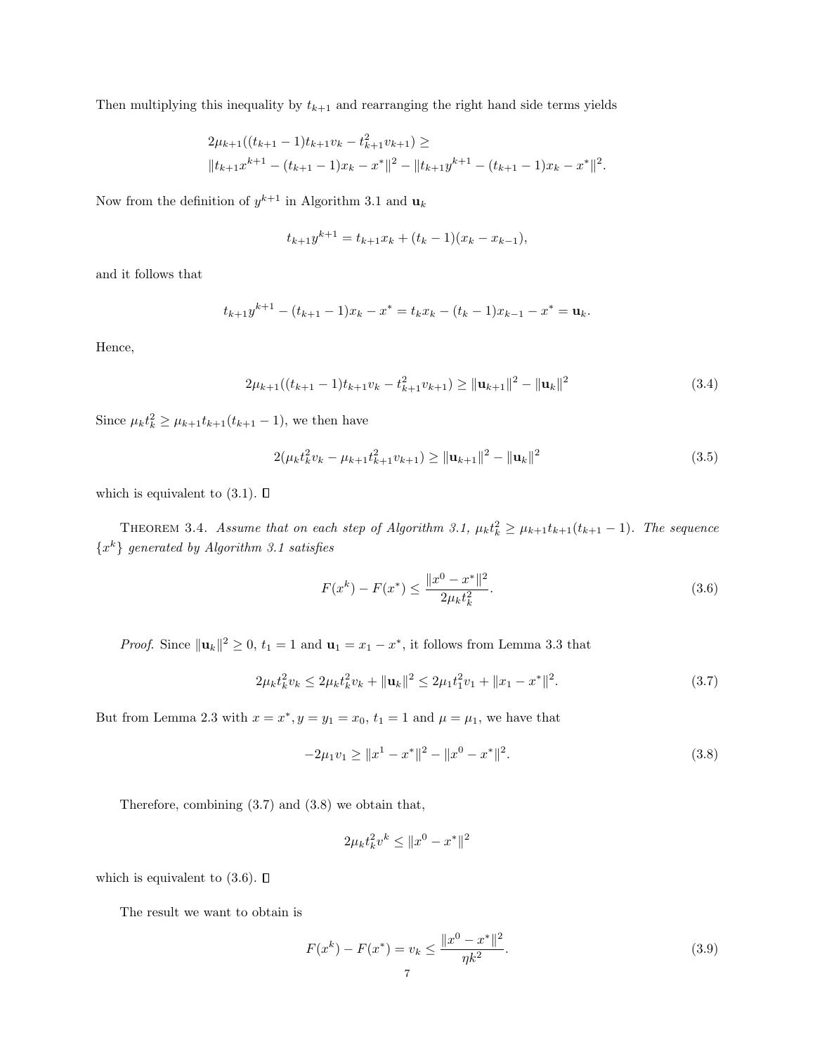Then multiplying this inequality by $t_{k+1}$ and rearranging the right hand side terms yields

$$
\begin{aligned}
&2\mu_{k+1}((t_{k+1}-1)t_{k+1}v_k - t_{k+1}^2 v_{k+1}) \geq \\
&\|t_{k+1}x^{k+1} - (t_{k+1}-1)x_k - x^*\|^2 - \|t_{k+1}y^{k+1} - (t_{k+1}-1)x_k - x^*\|^2.
\end{aligned}
$$

Now from the definition of $y^{k+1}$ in Algorithm 3.1 and $\mathbf{u}_k$

$$
t_{k+1}y^{k+1} = t_{k+1}x_k + (t_k - 1)(x_k - x_{k-1}),
$$

and it follows that

$$
t_{k+1}y^{k+1} - (t_{k+1}-1)x_k - x^* = t_k x_k - (t_k - 1)x_{k-1} - x^* = \mathbf{u}_k.
$$

Hence,

$$
2\mu_{k+1}((t_{k+1}-1)t_{k+1}v_k - t_{k+1}^2 v_{k+1}) \geq \|\mathbf{u}_{k+1}\|^2 - \|\mathbf{u}_k\|^2 \tag{3.4}
$$

Since $\mu_k t_k^2 \geq \mu_{k+1}t_{k+1}(t_{k+1}-1)$, we then have

$$
2(\mu_k t_k^2 v_k - \mu_{k+1}t_{k+1}^2 v_{k+1}) \geq \|\mathbf{u}_{k+1}\|^2 - \|\mathbf{u}_k\|^2 \tag{3.5}
$$

which is equivalent to (3.1). ∎

THEOREM 3.4. *Assume that on each step of Algorithm 3.1, $\mu_k t_k^2 \geq \mu_{k+1}t_{k+1}(t_{k+1}-1)$. The sequence $\{x^k\}$ generated by Algorithm 3.1 satisfies*

$$
F(x^k) - F(x^*) \leq \frac{\|x^0 - x^*\|^2}{2\mu_k t_k^2}. \tag{3.6}
$$

*Proof.* Since $\|\mathbf{u}_k\|^2 \geq 0$, $t_1 = 1$ and $\mathbf{u}_1 = x_1 - x^*$, it follows from Lemma 3.3 that

$$
2\mu_k t_k^2 v_k \leq 2\mu_k t_k^2 v_k + \|\mathbf{u}_k\|^2 \leq 2\mu_1 t_1^2 v_1 + \|x_1 - x^*\|^2. \tag{3.7}
$$

But from Lemma 2.3 with $x = x^*, y = y_1 = x_0$, $t_1 = 1$ and $\mu = \mu_1$, we have that

$$
-2\mu_1 v_1 \geq \|x^1 - x^*\|^2 - \|x^0 - x^*\|^2. \tag{3.8}
$$

Therefore, combining (3.7) and (3.8) we obtain that,

$$
2\mu_k t_k^2 v^k \leq \|x^0 - x^*\|^2
$$

which is equivalent to (3.6). ∎

The result we want to obtain is

$$
F(x^k) - F(x^*) = v_k \leq \frac{\|x^0 - x^*\|^2}{\eta k^2}. \tag{3.9}
$$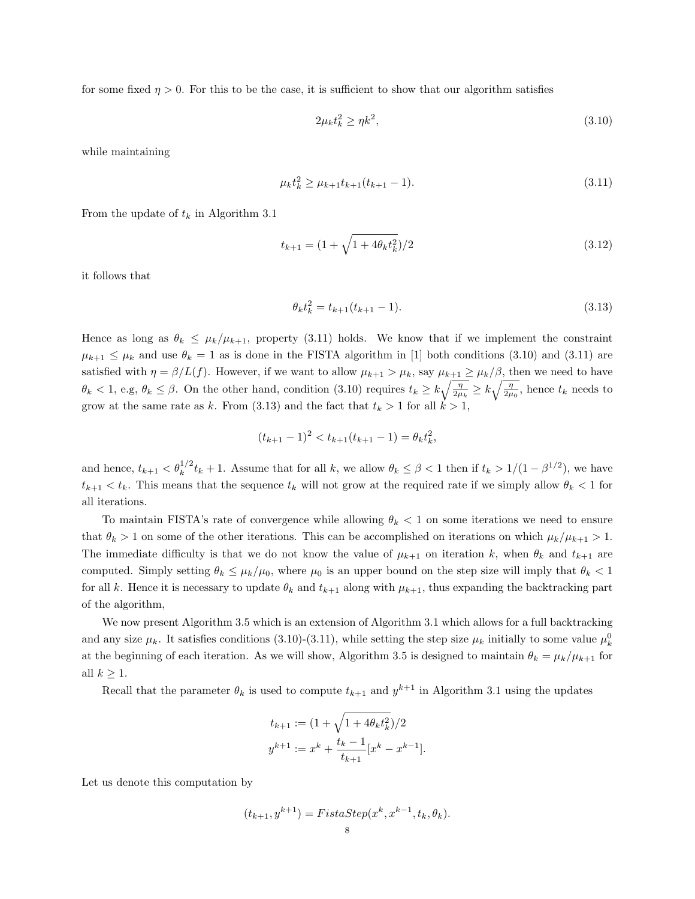for some fixed $\eta > 0$. For this to be the case, it is sufficient to show that our algorithm satisfies

$$2\mu_k t_k^2 \geq \eta k^2, \tag{3.10}$$

while maintaining

$$\mu_k t_k^2 \geq \mu_{k+1} t_{k+1}(t_{k+1} - 1). \tag{3.11}$$

From the update of $t_k$ in Algorithm 3.1

$$t_{k+1} = (1 + \sqrt{1 + 4\theta_k t_k^2})/2 \tag{3.12}$$

it follows that

$$\theta_k t_k^2 = t_{k+1}(t_{k+1} - 1). \tag{3.13}$$

Hence as long as $\theta_k \leq \mu_k/\mu_{k+1}$, property (3.11) holds. We know that if we implement the constraint $\mu_{k+1} \leq \mu_k$ and use $\theta_k = 1$ as is done in the FISTA algorithm in [1] both conditions (3.10) and (3.11) are satisfied with $\eta = \beta/L(f)$. However, if we want to allow $\mu_{k+1} > \mu_k$, say $\mu_{k+1} \geq \mu_k/\beta$, then we need to have $\theta_k < 1$, e.g, $\theta_k \leq \beta$. On the other hand, condition (3.10) requires $t_k \geq k\sqrt{\frac{\eta}{2\mu_k}} \geq k\sqrt{\frac{\eta}{2\mu_0}}$, hence $t_k$ needs to grow at the same rate as $k$. From (3.13) and the fact that $t_k > 1$ for all $k > 1$,

$$(t_{k+1} - 1)^2 < t_{k+1}(t_{k+1} - 1) = \theta_k t_k^2,$$

and hence, $t_{k+1} < \theta_k^{1/2} t_k + 1$. Assume that for all $k$, we allow $\theta_k \leq \beta < 1$ then if $t_k > 1/(1 - \beta^{1/2})$, we have $t_{k+1} < t_k$. This means that the sequence $t_k$ will not grow at the required rate if we simply allow $\theta_k < 1$ for all iterations.

To maintain FISTA's rate of convergence while allowing $\theta_k < 1$ on some iterations we need to ensure that $\theta_k > 1$ on some of the other iterations. This can be accomplished on iterations on which $\mu_k/\mu_{k+1} > 1$. The immediate difficulty is that we do not know the value of $\mu_{k+1}$ on iteration $k$, when $\theta_k$ and $t_{k+1}$ are computed. Simply setting $\theta_k \leq \mu_k/\mu_0$, where $\mu_0$ is an upper bound on the step size will imply that $\theta_k < 1$ for all $k$. Hence it is necessary to update $\theta_k$ and $t_{k+1}$ along with $\mu_{k+1}$, thus expanding the backtracking part of the algorithm,

We now present Algorithm 3.5 which is an extension of Algorithm 3.1 which allows for a full backtracking and any size $\mu_k$. It satisfies conditions (3.10)-(3.11), while setting the step size $\mu_k$ initially to some value $\mu_k^0$ at the beginning of each iteration. As we will show, Algorithm 3.5 is designed to maintain $\theta_k = \mu_k/\mu_{k+1}$ for all $k \geq 1$.

Recall that the parameter $\theta_k$ is used to compute $t_{k+1}$ and $y^{k+1}$ in Algorithm 3.1 using the updates

$$t_{k+1} := (1 + \sqrt{1 + 4\theta_k t_k^2})/2$$
$$y^{k+1} := x^k + \frac{t_k - 1}{t_{k+1}}[x^k - x^{k-1}].$$

Let us denote this computation by

$$(t_{k+1}, y^{k+1}) = FistaStep(x^k, x^{k-1}, t_k, \theta_k).$$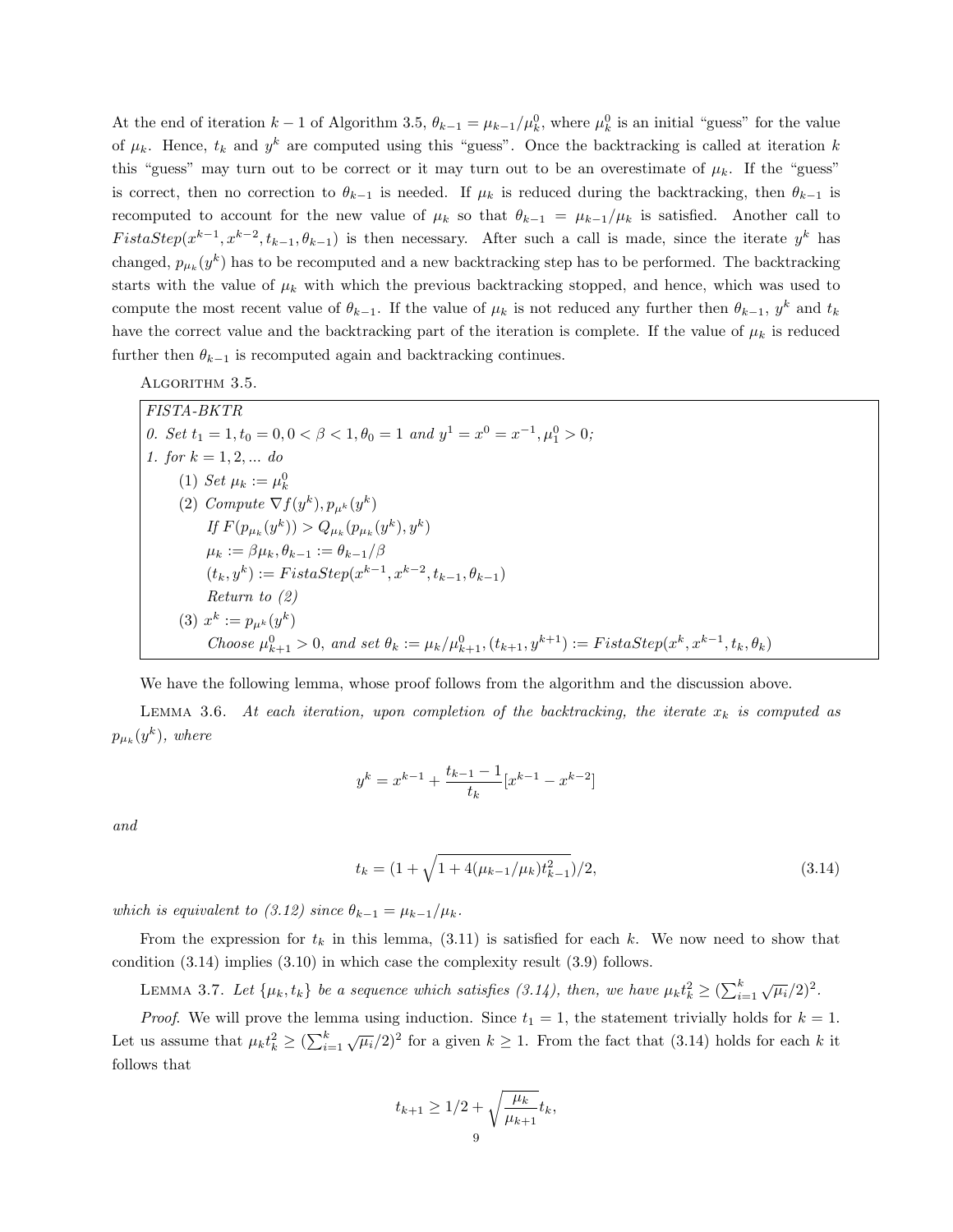At the end of iteration $k-1$ of Algorithm 3.5, $\theta_{k-1} = \mu_{k-1}/\mu_k^0$, where $\mu_k^0$ is an initial "guess" for the value of $\mu_k$. Hence, $t_k$ and $y^k$ are computed using this "guess". Once the backtracking is called at iteration $k$ this "guess" may turn out to be correct or it may turn out to be an overestimate of $\mu_k$. If the "guess" is correct, then no correction to $\theta_{k-1}$ is needed. If $\mu_k$ is reduced during the backtracking, then $\theta_{k-1}$ is recomputed to account for the new value of $\mu_k$ so that $\theta_{k-1} = \mu_{k-1}/\mu_k$ is satisfied. Another call to $FistaStep(x^{k-1}, x^{k-2}, t_{k-1}, \theta_{k-1})$ is then necessary. After such a call is made, since the iterate $y^k$ has changed, $p_{\mu_k}(y^k)$ has to be recomputed and a new backtracking step has to be performed. The backtracking starts with the value of $\mu_k$ with which the previous backtracking stopped, and hence, which was used to compute the most recent value of $\theta_{k-1}$. If the value of $\mu_k$ is not reduced any further then $\theta_{k-1}$, $y^k$ and $t_k$ have the correct value and the backtracking part of the iteration is complete. If the value of $\mu_k$ is reduced further then $\theta_{k-1}$ is recomputed again and backtracking continues.

ALGORITHM 3.5.

*FISTA-BKTR*

*0. Set* $t_1 = 1, t_0 = 0, 0 < \beta < 1, \theta_0 = 1$ *and* $y^1 = x^0 = x^{-1}, \mu_1^0 > 0$;

*1. for* $k = 1, 2, ...$ *do*

- (1) *Set* $\mu_k := \mu_k^0$
- (2) *Compute* $\nabla f(y^k), p_{\mu^k}(y^k)$
  - *If* $F(p_{\mu_k}(y^k)) > Q_{\mu_k}(p_{\mu_k}(y^k), y^k)$
  - $\mu_k := \beta\mu_k, \theta_{k-1} := \theta_{k-1}/\beta$
  - $(t_k, y^k) := FistaStep(x^{k-1}, x^{k-2}, t_{k-1}, \theta_{k-1})$
  - *Return to (2)*
- (3) $x^k := p_{\mu^k}(y^k)$
  - *Choose* $\mu_{k+1}^0 > 0$*, and set* $\theta_k := \mu_k/\mu_{k+1}^0, (t_{k+1}, y^{k+1}) := FistaStep(x^k, x^{k-1}, t_k, \theta_k)$

We have the following lemma, whose proof follows from the algorithm and the discussion above.

LEMMA 3.6. *At each iteration, upon completion of the backtracking, the iterate $x_k$ is computed as $p_{\mu_k}(y^k)$, where*

$$y^k = x^{k-1} + \frac{t_{k-1} - 1}{t_k}[x^{k-1} - x^{k-2}]$$

*and*

$$t_k = (1 + \sqrt{1 + 4(\mu_{k-1}/\mu_k)t_{k-1}^2})/2, \tag{3.14}$$

*which is equivalent to (3.12) since $\theta_{k-1} = \mu_{k-1}/\mu_k$.*

From the expression for $t_k$ in this lemma, (3.11) is satisfied for each $k$. We now need to show that condition (3.14) implies (3.10) in which case the complexity result (3.9) follows.

LEMMA 3.7. *Let $\{\mu_k, t_k\}$ be a sequence which satisfies (3.14), then, we have $\mu_k t_k^2 \geq (\sum_{i=1}^k \sqrt{\mu_i}/2)^2$.*

*Proof.* We will prove the lemma using induction. Since $t_1 = 1$, the statement trivially holds for $k = 1$. Let us assume that $\mu_k t_k^2 \geq (\sum_{i=1}^k \sqrt{\mu_i}/2)^2$ for a given $k \geq 1$. From the fact that (3.14) holds for each $k$ it follows that

$$t_{k+1} \geq 1/2 + \sqrt{\frac{\mu_k}{\mu_{k+1}}} t_k,$$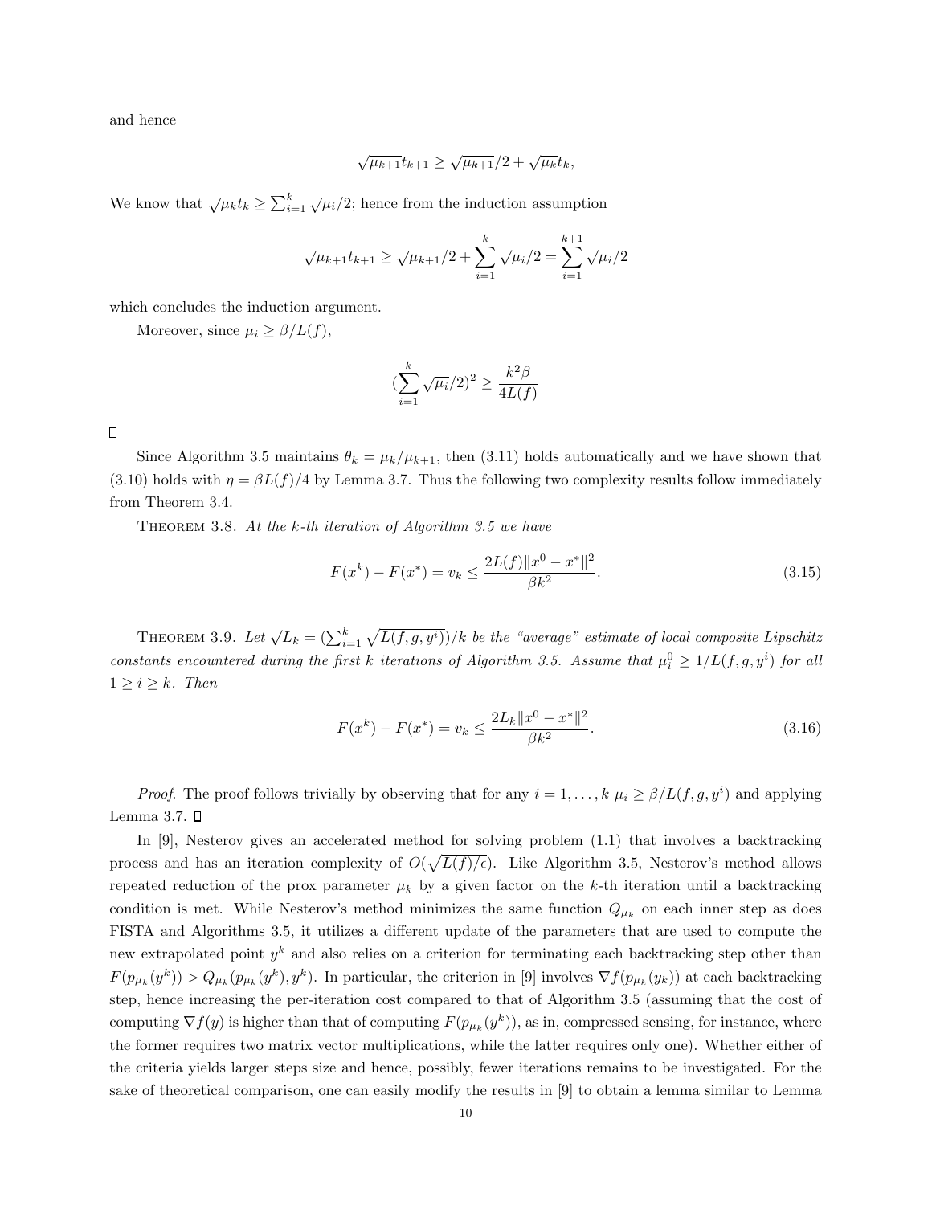and hence

$$\sqrt{\mu_{k+1}}t_{k+1} \geq \sqrt{\mu_{k+1}}/2 + \sqrt{\mu_k}t_k,$$

We know that $\sqrt{\mu_k}t_k \geq \sum_{i=1}^k \sqrt{\mu_i}/2$; hence from the induction assumption

$$\sqrt{\mu_{k+1}}t_{k+1} \geq \sqrt{\mu_{k+1}}/2 + \sum_{i=1}^k \sqrt{\mu_i}/2 = \sum_{i=1}^{k+1} \sqrt{\mu_i}/2$$

which concludes the induction argument.

Moreover, since $\mu_i \geq \beta/L(f)$,

$$(\sum_{i=1}^k \sqrt{\mu_i}/2)^2 \geq \frac{k^2\beta}{4L(f)}$$

□

Since Algorithm 3.5 maintains $\theta_k = \mu_k/\mu_{k+1}$, then (3.11) holds automatically and we have shown that (3.10) holds with $\eta = \beta L(f)/4$ by Lemma 3.7. Thus the following two complexity results follow immediately from Theorem 3.4.

Theorem 3.8. *At the k-th iteration of Algorithm 3.5 we have*

$$F(x^k) - F(x^*) = v_k \leq \frac{2L(f)\|x^0 - x^*\|^2}{\beta k^2}. \tag{3.15}$$

Theorem 3.9. *Let $\sqrt{L_k} = (\sum_{i=1}^k \sqrt{L(f,g,y^i)})/k$ be the "average" estimate of local composite Lipschitz constants encountered during the first k iterations of Algorithm 3.5. Assume that $\mu_i^0 \geq 1/L(f,g,y^i)$ for all $1 \geq i \geq k$. Then*

$$F(x^k) - F(x^*) = v_k \leq \frac{2L_k\|x^0 - x^*\|^2}{\beta k^2}. \tag{3.16}$$

*Proof.* The proof follows trivially by observing that for any $i = 1, \ldots, k$ $\mu_i \geq \beta/L(f,g,y^i)$ and applying Lemma 3.7. □

In [9], Nesterov gives an accelerated method for solving problem (1.1) that involves a backtracking process and has an iteration complexity of $O(\sqrt{L(f)/\epsilon})$. Like Algorithm 3.5, Nesterov's method allows repeated reduction of the prox parameter $\mu_k$ by a given factor on the $k$-th iteration until a backtracking condition is met. While Nesterov's method minimizes the same function $Q_{\mu_k}$ on each inner step as does FISTA and Algorithms 3.5, it utilizes a different update of the parameters that are used to compute the new extrapolated point $y^k$ and also relies on a criterion for terminating each backtracking step other than $F(p_{\mu_k}(y^k)) > Q_{\mu_k}(p_{\mu_k}(y^k), y^k)$. In particular, the criterion in [9] involves $\nabla f(p_{\mu_k}(y_k))$ at each backtracking step, hence increasing the per-iteration cost compared to that of Algorithm 3.5 (assuming that the cost of computing $\nabla f(y)$ is higher than that of computing $F(p_{\mu_k}(y^k))$, as in, compressed sensing, for instance, where the former requires two matrix vector multiplications, while the latter requires only one). Whether either of the criteria yields larger steps size and hence, possibly, fewer iterations remains to be investigated. For the sake of theoretical comparison, one can easily modify the results in [9] to obtain a lemma similar to Lemma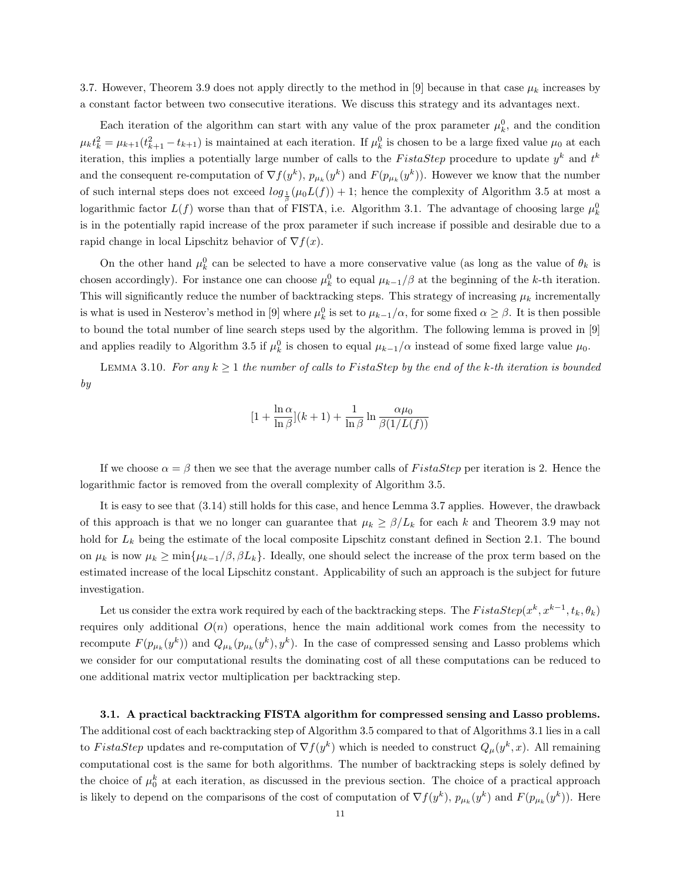3.7. However, Theorem 3.9 does not apply directly to the method in [9] because in that case $\mu_k$ increases by a constant factor between two consecutive iterations. We discuss this strategy and its advantages next.

Each iteration of the algorithm can start with any value of the prox parameter $\mu_k^0$, and the condition $\mu_k t_k^2 = \mu_{k+1}(t_{k+1}^2 - t_{k+1})$ is maintained at each iteration. If $\mu_k^0$ is chosen to be a large fixed value $\mu_0$ at each iteration, this implies a potentially large number of calls to the $FistaStep$ procedure to update $y^k$ and $t^k$ and the consequent re-computation of $\nabla f(y^k)$, $p_{\mu_k}(y^k)$ and $F(p_{\mu_k}(y^k))$. However we know that the number of such internal steps does not exceed $log_{\frac{1}{\beta}}(\mu_0 L(f)) + 1$; hence the complexity of Algorithm 3.5 at most a logarithmic factor $L(f)$ worse than that of FISTA, i.e. Algorithm 3.1. The advantage of choosing large $\mu_k^0$ is in the potentially rapid increase of the prox parameter if such increase if possible and desirable due to a rapid change in local Lipschitz behavior of $\nabla f(x)$.

On the other hand $\mu_k^0$ can be selected to have a more conservative value (as long as the value of $\theta_k$ is chosen accordingly). For instance one can choose $\mu_k^0$ to equal $\mu_{k-1}/\beta$ at the beginning of the $k$-th iteration. This will significantly reduce the number of backtracking steps. This strategy of increasing $\mu_k$ incrementally is what is used in Nesterov's method in [9] where $\mu_k^0$ is set to $\mu_{k-1}/\alpha$, for some fixed $\alpha \geq \beta$. It is then possible to bound the total number of line search steps used by the algorithm. The following lemma is proved in [9] and applies readily to Algorithm 3.5 if $\mu_k^0$ is chosen to equal $\mu_{k-1}/\alpha$ instead of some fixed large value $\mu_0$.

LEMMA 3.10. *For any $k \geq 1$ the number of calls to $FistaStep$ by the end of the $k$-th iteration is bounded by*

$$[1 + \frac{\ln \alpha}{\ln \beta}](k+1) + \frac{1}{\ln \beta} \ln \frac{\alpha \mu_0}{\beta(1/L(f))}$$

If we choose $\alpha = \beta$ then we see that the average number calls of $FistaStep$ per iteration is 2. Hence the logarithmic factor is removed from the overall complexity of Algorithm 3.5.

It is easy to see that (3.14) still holds for this case, and hence Lemma 3.7 applies. However, the drawback of this approach is that we no longer can guarantee that $\mu_k \geq \beta/L_k$ for each $k$ and Theorem 3.9 may not hold for $L_k$ being the estimate of the local composite Lipschitz constant defined in Section 2.1. The bound on $\mu_k$ is now $\mu_k \geq \min\{\mu_{k-1}/\beta, \beta L_k\}$. Ideally, one should select the increase of the prox term based on the estimated increase of the local Lipschitz constant. Applicability of such an approach is the subject for future investigation.

Let us consider the extra work required by each of the backtracking steps. The $FistaStep(x^k, x^{k-1}, t_k, \theta_k)$ requires only additional $O(n)$ operations, hence the main additional work comes from the necessity to recompute $F(p_{\mu_k}(y^k))$ and $Q_{\mu_k}(p_{\mu_k}(y^k), y^k)$. In the case of compressed sensing and Lasso problems which we consider for our computational results the dominating cost of all these computations can be reduced to one additional matrix vector multiplication per backtracking step.

**3.1. A practical backtracking FISTA algorithm for compressed sensing and Lasso problems.** The additional cost of each backtracking step of Algorithm 3.5 compared to that of Algorithms 3.1 lies in a call to $FistaStep$ updates and re-computation of $\nabla f(y^k)$ which is needed to construct $Q_\mu(y^k, x)$. All remaining computational cost is the same for both algorithms. The number of backtracking steps is solely defined by the choice of $\mu_0^k$ at each iteration, as discussed in the previous section. The choice of a practical approach is likely to depend on the comparisons of the cost of computation of $\nabla f(y^k)$, $p_{\mu_k}(y^k)$ and $F(p_{\mu_k}(y^k))$. Here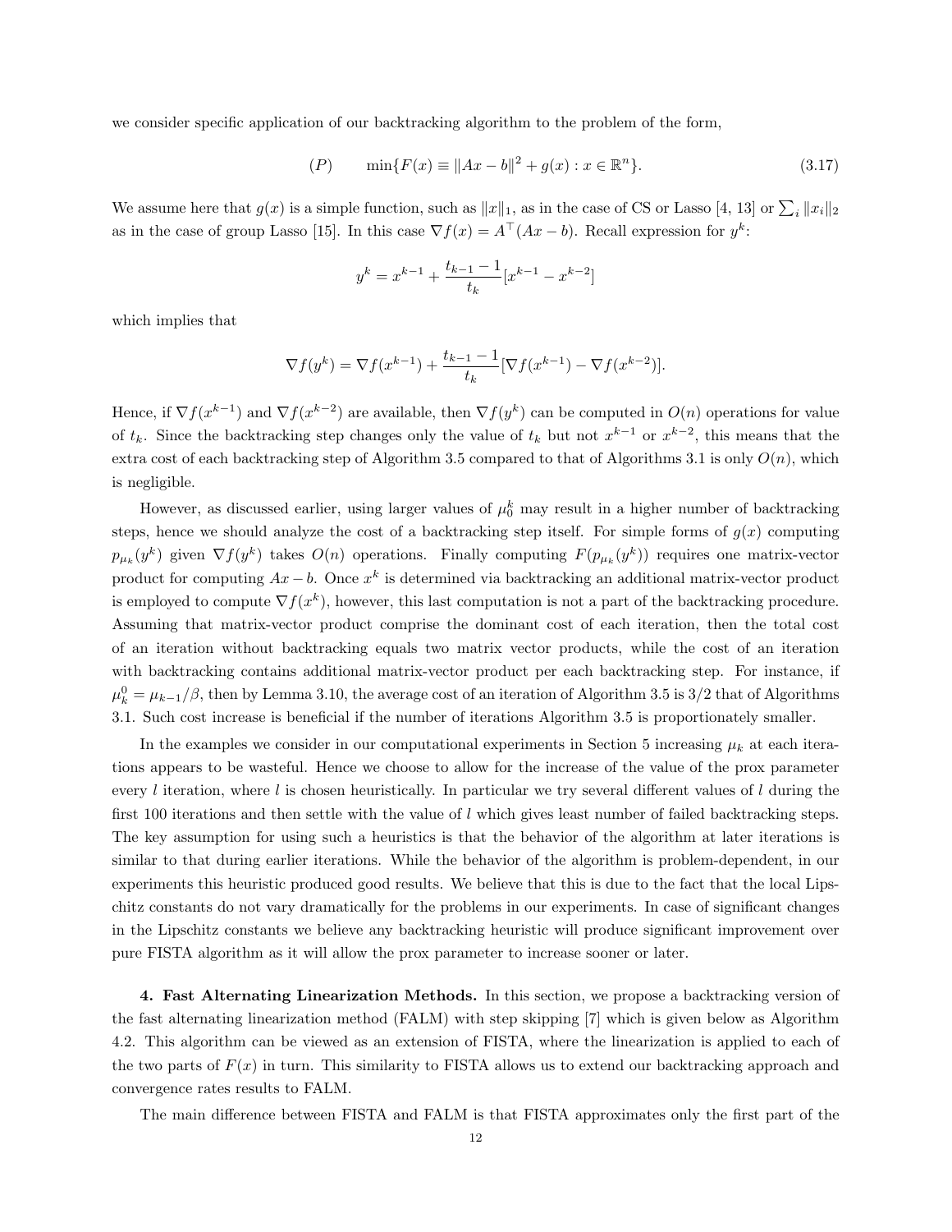we consider specific application of our backtracking algorithm to the problem of the form,

$$(P) \qquad \min\{F(x) \equiv \|Ax-b\|^2 + g(x) : x \in \mathbb{R}^n\}. \tag{3.17}$$

We assume here that $g(x)$ is a simple function, such as $\|x\|_1$, as in the case of CS or Lasso [4, 13] or $\sum_i \|x_i\|_2$ as in the case of group Lasso [15]. In this case $\nabla f(x) = A^\top(Ax-b)$. Recall expression for $y^k$:

$$y^k = x^{k-1} + \frac{t_{k-1}-1}{t_k}[x^{k-1} - x^{k-2}]$$

which implies that

$$\nabla f(y^k) = \nabla f(x^{k-1}) + \frac{t_{k-1}-1}{t_k}[\nabla f(x^{k-1}) - \nabla f(x^{k-2})].$$

Hence, if $\nabla f(x^{k-1})$ and $\nabla f(x^{k-2})$ are available, then $\nabla f(y^k)$ can be computed in $O(n)$ operations for value of $t_k$. Since the backtracking step changes only the value of $t_k$ but not $x^{k-1}$ or $x^{k-2}$, this means that the extra cost of each backtracking step of Algorithm 3.5 compared to that of Algorithms 3.1 is only $O(n)$, which is negligible.

However, as discussed earlier, using larger values of $\mu_0^k$ may result in a higher number of backtracking steps, hence we should analyze the cost of a backtracking step itself. For simple forms of $g(x)$ computing $p_{\mu_k}(y^k)$ given $\nabla f(y^k)$ takes $O(n)$ operations. Finally computing $F(p_{\mu_k}(y^k))$ requires one matrix-vector product for computing $Ax-b$. Once $x^k$ is determined via backtracking an additional matrix-vector product is employed to compute $\nabla f(x^k)$, however, this last computation is not a part of the backtracking procedure. Assuming that matrix-vector product comprise the dominant cost of each iteration, then the total cost of an iteration without backtracking equals two matrix vector products, while the cost of an iteration with backtracking contains additional matrix-vector product per each backtracking step. For instance, if $\mu_k^0 = \mu_{k-1}/\beta$, then by Lemma 3.10, the average cost of an iteration of Algorithm 3.5 is $3/2$ that of Algorithms 3.1. Such cost increase is beneficial if the number of iterations Algorithm 3.5 is proportionately smaller.

In the examples we consider in our computational experiments in Section 5 increasing $\mu_k$ at each iterations appears to be wasteful. Hence we choose to allow for the increase of the value of the prox parameter every $l$ iteration, where $l$ is chosen heuristically. In particular we try several different values of $l$ during the first 100 iterations and then settle with the value of $l$ which gives least number of failed backtracking steps. The key assumption for using such a heuristics is that the behavior of the algorithm at later iterations is similar to that during earlier iterations. While the behavior of the algorithm is problem-dependent, in our experiments this heuristic produced good results. We believe that this is due to the fact that the local Lipschitz constants do not vary dramatically for the problems in our experiments. In case of significant changes in the Lipschitz constants we believe any backtracking heuristic will produce significant improvement over pure FISTA algorithm as it will allow the prox parameter to increase sooner or later.

**4. Fast Alternating Linearization Methods.** In this section, we propose a backtracking version of the fast alternating linearization method (FALM) with step skipping [7] which is given below as Algorithm 4.2. This algorithm can be viewed as an extension of FISTA, where the linearization is applied to each of the two parts of $F(x)$ in turn. This similarity to FISTA allows us to extend our backtracking approach and convergence rates results to FALM.

The main difference between FISTA and FALM is that FISTA approximates only the first part of the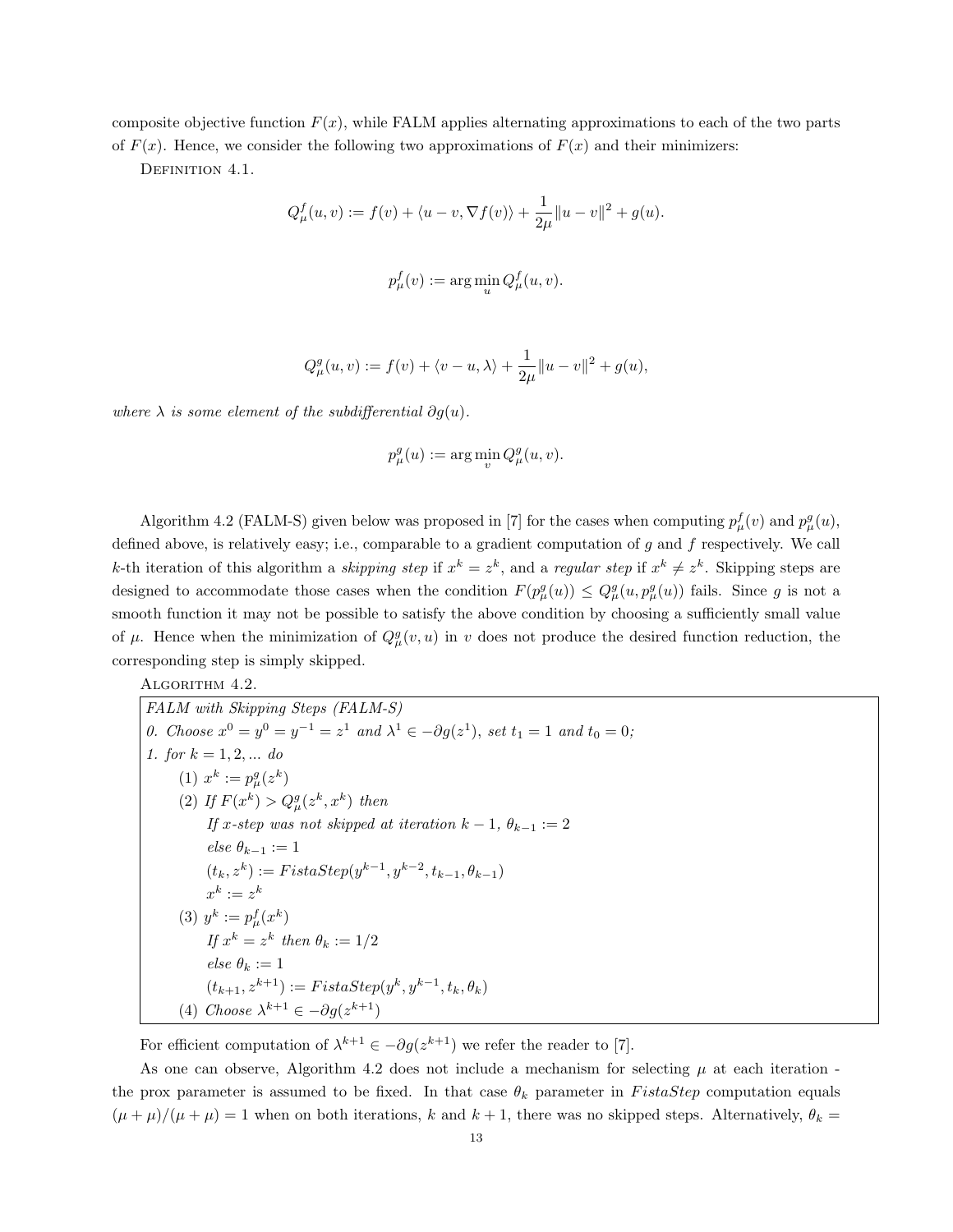composite objective function $F(x)$, while FALM applies alternating approximations to each of the two parts of $F(x)$. Hence, we consider the following two approximations of $F(x)$ and their minimizers:

Definition 4.1.

$$Q^f_\mu(u,v) := f(v) + \langle u - v, \nabla f(v)\rangle + \frac{1}{2\mu}\|u - v\|^2 + g(u).$$

$$p^f_\mu(v) := \arg\min_u Q^f_\mu(u,v).$$

$$Q^g_\mu(u,v) := f(v) + \langle v - u, \lambda\rangle + \frac{1}{2\mu}\|u - v\|^2 + g(u),$$

*where $\lambda$ is some element of the subdifferential $\partial g(u)$.*

$$p^g_\mu(u) := \arg\min_v Q^g_\mu(u,v).$$

Algorithm 4.2 (FALM-S) given below was proposed in [7] for the cases when computing $p^f_\mu(v)$ and $p^g_\mu(u)$, defined above, is relatively easy; i.e., comparable to a gradient computation of $g$ and $f$ respectively. We call $k$-th iteration of this algorithm a *skipping step* if $x^k = z^k$, and a *regular step* if $x^k \neq z^k$. Skipping steps are designed to accommodate those cases when the condition $F(p^g_\mu(u)) \le Q^g_\mu(u, p^g_\mu(u))$ fails. Since $g$ is not a smooth function it may not be possible to satisfy the above condition by choosing a sufficiently small value of $\mu$. Hence when the minimization of $Q^g_\mu(v,u)$ in $v$ does not produce the desired function reduction, the corresponding step is simply skipped.

Algorithm 4.2.

*FALM with Skipping Steps (FALM-S)*

*0. Choose $x^0 = y^0 = y^{-1} = z^1$ and $\lambda^1 \in -\partial g(z^1)$, set $t_1 = 1$ and $t_0 = 0$;*

*1. for $k = 1, 2, \ldots$ do*

- (1) $x^k := p^g_\mu(z^k)$
- (2) *If $F(x^k) > Q^g_\mu(z^k, x^k)$ then*
  - *If $x$-step was not skipped at iteration $k-1$, $\theta_{k-1} := 2$*
  - *else $\theta_{k-1} := 1$*
  - $(t_k, z^k) := FistaStep(y^{k-1}, y^{k-2}, t_{k-1}, \theta_{k-1})$
  - $x^k := z^k$
- (3) $y^k := p^f_\mu(x^k)$
  - *If $x^k = z^k$ then $\theta_k := 1/2$*
  - *else $\theta_k := 1$*
  - $(t_{k+1}, z^{k+1}) := FistaStep(y^k, y^{k-1}, t_k, \theta_k)$
- (4) *Choose $\lambda^{k+1} \in -\partial g(z^{k+1})$*

For efficient computation of $\lambda^{k+1} \in -\partial g(z^{k+1})$ we refer the reader to [7].

As one can observe, Algorithm 4.2 does not include a mechanism for selecting $\mu$ at each iteration - the prox parameter is assumed to be fixed. In that case $\theta_k$ parameter in $FistaStep$ computation equals $(\mu + \mu)/(\mu + \mu) = 1$ when on both iterations, $k$ and $k+1$, there was no skipped steps. Alternatively, $\theta_k =$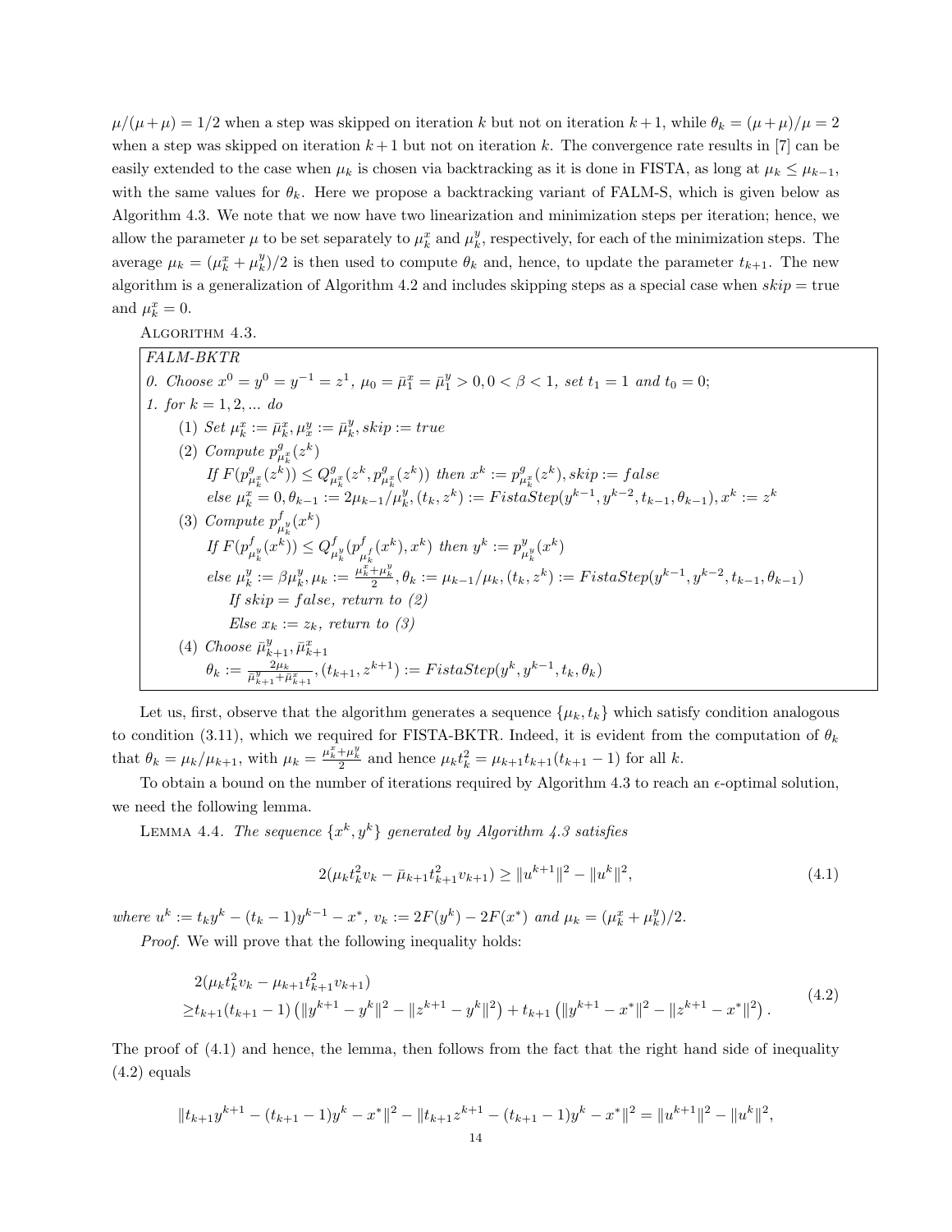$\mu/(\mu+\mu) = 1/2$ when a step was skipped on iteration $k$ but not on iteration $k+1$, while $\theta_k = (\mu+\mu)/\mu = 2$ when a step was skipped on iteration $k+1$ but not on iteration $k$. The convergence rate results in [7] can be easily extended to the case when $\mu_k$ is chosen via backtracking as it is done in FISTA, as long at $\mu_k \leq \mu_{k-1}$, with the same values for $\theta_k$. Here we propose a backtracking variant of FALM-S, which is given below as Algorithm 4.3. We note that we now have two linearization and minimization steps per iteration; hence, we allow the parameter $\mu$ to be set separately to $\mu_k^x$ and $\mu_k^y$, respectively, for each of the minimization steps. The average $\mu_k = (\mu_k^x + \mu_k^y)/2$ is then used to compute $\theta_k$ and, hence, to update the parameter $t_{k+1}$. The new algorithm is a generalization of Algorithm 4.2 and includes skipping steps as a special case when *skip* = true and $\mu_k^x = 0$.

ALGORITHM 4.3.

*FALM-BKTR*

*0. Choose* $x^0 = y^0 = y^{-1} = z^1$, $\mu_0 = \bar{\mu}_1^x = \bar{\mu}_1^y > 0, 0 < \beta < 1$, *set* $t_1 = 1$ *and* $t_0 = 0$;

*1. for* $k = 1, 2, ...$ *do*

- (1) *Set* $\mu_k^x := \bar{\mu}_k^x, \mu_x^y := \bar{\mu}_k^y, skip := true$
- (2) *Compute* $p^g_{\mu_k^x}(z^k)$
  *If* $F(p^g_{\mu_k^x}(z^k)) \leq Q^g_{\mu_k^x}(z^k, p^g_{\mu_k^x}(z^k))$ *then* $x^k := p^g_{\mu_k^x}(z^k), skip := false$
  *else* $\mu_k^x = 0, \theta_{k-1} := 2\mu_{k-1}/\mu_k^y, (t_k, z^k) := FistaStep(y^{k-1}, y^{k-2}, t_{k-1}, \theta_{k-1}), x^k := z^k$
- (3) *Compute* $p^f_{\mu_k^y}(x^k)$
  *If* $F(p^f_{\mu_k^y}(x^k)) \leq Q^f_{\mu_k^y}(p^f_{\mu_k^f}(x^k), x^k)$ *then* $y^k := p^y_{\mu_k^y}(x^k)$
  *else* $\mu_k^y := \beta\mu_k^y, \mu_k := \frac{\mu_k^x + \mu_k^y}{2}, \theta_k := \mu_{k-1}/\mu_k, (t_k, z^k) := FistaStep(y^{k-1}, y^{k-2}, t_{k-1}, \theta_{k-1})$
  - *If skip = false, return to (2)*
  - *Else* $x_k := z_k$, *return to (3)*
- (4) *Choose* $\bar{\mu}_{k+1}^y, \bar{\mu}_{k+1}^x$
  $\theta_k := \frac{2\mu_k}{\bar{\mu}_{k+1}^y + \bar{\mu}_{k+1}^x}, (t_{k+1}, z^{k+1}) := FistaStep(y^k, y^{k-1}, t_k, \theta_k)$

Let us, first, observe that the algorithm generates a sequence $\{\mu_k, t_k\}$ which satisfy condition analogous to condition (3.11), which we required for FISTA-BKTR. Indeed, it is evident from the computation of $\theta_k$ that $\theta_k = \mu_k/\mu_{k+1}$, with $\mu_k = \frac{\mu_k^x + \mu_k^y}{2}$ and hence $\mu_k t_k^2 = \mu_{k+1} t_{k+1}(t_{k+1} - 1)$ for all $k$.

To obtain a bound on the number of iterations required by Algorithm 4.3 to reach an $\epsilon$-optimal solution, we need the following lemma.

LEMMA 4.4. *The sequence* $\{x^k, y^k\}$ *generated by Algorithm 4.3 satisfies*

$$2(\mu_k t_k^2 v_k - \bar{\mu}_{k+1} t_{k+1}^2 v_{k+1}) \geq \|u^{k+1}\|^2 - \|u^k\|^2, \tag{4.1}$$

*where* $u^k := t_k y^k - (t_k - 1)y^{k-1} - x^*$, $v_k := 2F(y^k) - 2F(x^*)$ *and* $\mu_k = (\mu_k^x + \mu_k^y)/2$.

*Proof.* We will prove that the following inequality holds:

$$\begin{aligned} &2(\mu_k t_k^2 v_k - \mu_{k+1} t_{k+1}^2 v_{k+1}) \\ \geq &t_{k+1}(t_{k+1} - 1)\left(\|y^{k+1} - y^k\|^2 - \|z^{k+1} - y^k\|^2\right) + t_{k+1}\left(\|y^{k+1} - x^*\|^2 - \|z^{k+1} - x^*\|^2\right). \end{aligned} \tag{4.2}$$

The proof of (4.1) and hence, the lemma, then follows from the fact that the right hand side of inequality (4.2) equals

$$\|t_{k+1}y^{k+1} - (t_{k+1} - 1)y^k - x^*\|^2 - \|t_{k+1}z^{k+1} - (t_{k+1} - 1)y^k - x^*\|^2 = \|u^{k+1}\|^2 - \|u^k\|^2,$$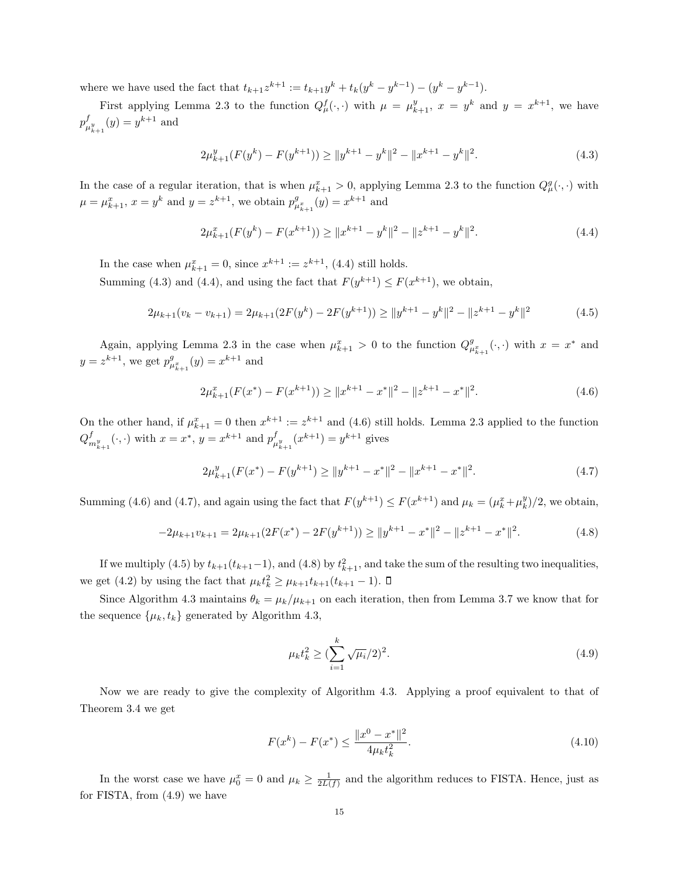where we have used the fact that $t_{k+1}z^{k+1} := t_{k+1}y^k + t_k(y^k - y^{k-1}) - (y^k - y^{k-1})$.

First applying Lemma 2.3 to the function $Q^f_\mu(\cdot,\cdot)$ with $\mu = \mu^y_{k+1}$, $x = y^k$ and $y = x^{k+1}$, we have $p^f_{\mu^y_{k+1}}(y) = y^{k+1}$ and

$$2\mu^y_{k+1}(F(y^k) - F(y^{k+1})) \geq \|y^{k+1} - y^k\|^2 - \|x^{k+1} - y^k\|^2. \tag{4.3}$$

In the case of a regular iteration, that is when $\mu^x_{k+1} > 0$, applying Lemma 2.3 to the function $Q^g_\mu(\cdot,\cdot)$ with $\mu = \mu^x_{k+1}$, $x = y^k$ and $y = z^{k+1}$, we obtain $p^g_{\mu^x_{k+1}}(y) = x^{k+1}$ and

$$2\mu^x_{k+1}(F(y^k) - F(x^{k+1})) \geq \|x^{k+1} - y^k\|^2 - \|z^{k+1} - y^k\|^2. \tag{4.4}$$

In the case when $\mu^x_{k+1} = 0$, since $x^{k+1} := z^{k+1}$, (4.4) still holds.

Summing (4.3) and (4.4), and using the fact that $F(y^{k+1}) \leq F(x^{k+1})$, we obtain,

$$2\mu_{k+1}(v_k - v_{k+1}) = 2\mu_{k+1}(2F(y^k) - 2F(y^{k+1})) \geq \|y^{k+1} - y^k\|^2 - \|z^{k+1} - y^k\|^2 \tag{4.5}$$

Again, applying Lemma 2.3 in the case when $\mu^x_{k+1} > 0$ to the function $Q^g_{\mu^x_{k+1}}(\cdot,\cdot)$ with $x = x^*$ and $y = z^{k+1}$, we get $p^g_{\mu^x_{k+1}}(y) = x^{k+1}$ and

$$2\mu^x_{k+1}(F(x^*) - F(x^{k+1})) \geq \|x^{k+1} - x^*\|^2 - \|z^{k+1} - x^*\|^2. \tag{4.6}$$

On the other hand, if $\mu^x_{k+1} = 0$ then $x^{k+1} := z^{k+1}$ and (4.6) still holds. Lemma 2.3 applied to the function $Q^f_{m^y_{k+1}}(\cdot,\cdot)$ with $x = x^*$, $y = x^{k+1}$ and $p^f_{\mu^y_{k+1}}(x^{k+1}) = y^{k+1}$ gives

$$2\mu^y_{k+1}(F(x^*) - F(y^{k+1})) \geq \|y^{k+1} - x^*\|^2 - \|x^{k+1} - x^*\|^2. \tag{4.7}$$

Summing (4.6) and (4.7), and again using the fact that $F(y^{k+1}) \leq F(x^{k+1})$ and $\mu_k = (\mu^x_k + \mu^y_k)/2$, we obtain,

$$-2\mu_{k+1}v_{k+1} = 2\mu_{k+1}(2F(x^*) - 2F(y^{k+1})) \geq \|y^{k+1} - x^*\|^2 - \|z^{k+1} - x^*\|^2. \tag{4.8}$$

If we multiply (4.5) by $t_{k+1}(t_{k+1}-1)$, and (4.8) by $t^2_{k+1}$, and take the sum of the resulting two inequalities, we get (4.2) by using the fact that $\mu_k t_k^2 \geq \mu_{k+1}t_{k+1}(t_{k+1} - 1)$. □

Since Algorithm 4.3 maintains $\theta_k = \mu_k/\mu_{k+1}$ on each iteration, then from Lemma 3.7 we know that for the sequence $\{\mu_k, t_k\}$ generated by Algorithm 4.3,

$$\mu_k t_k^2 \geq (\sum_{i=1}^{k} \sqrt{\mu_i}/2)^2. \tag{4.9}$$

Now we are ready to give the complexity of Algorithm 4.3. Applying a proof equivalent to that of Theorem 3.4 we get

$$F(x^k) - F(x^*) \leq \frac{\|x^0 - x^*\|^2}{4\mu_k t_k^2}. \tag{4.10}$$

In the worst case we have $\mu^x_0 = 0$ and $\mu_k \geq \frac{1}{2L(f)}$ and the algorithm reduces to FISTA. Hence, just as for FISTA, from (4.9) we have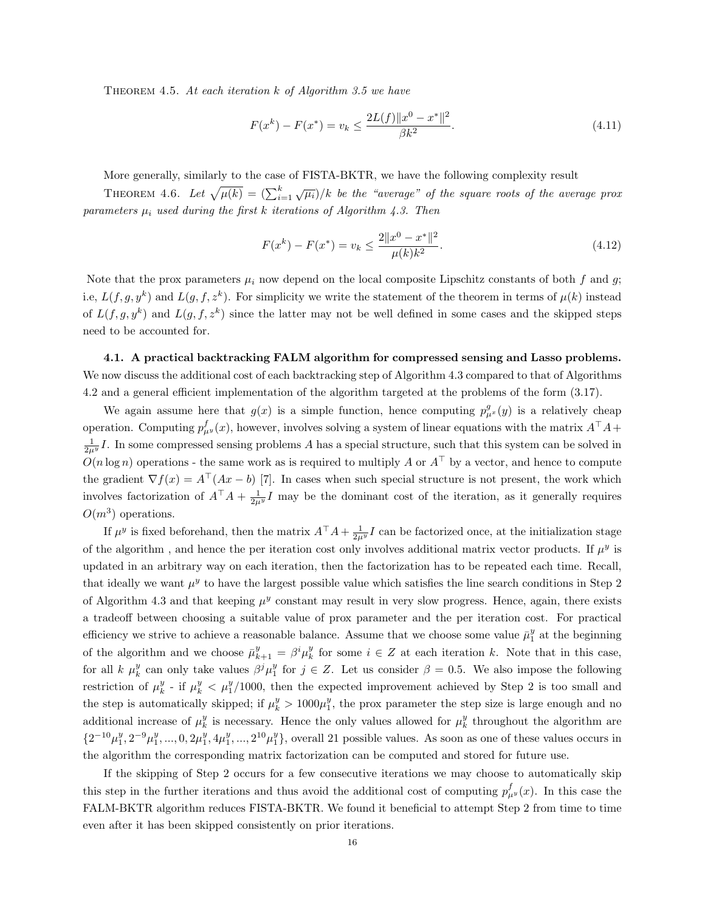THEOREM 4.5. *At each iteration $k$ of Algorithm 3.5 we have*

$$F(x^k) - F(x^*) = v_k \leq \frac{2L(f)\|x^0 - x^*\|^2}{\beta k^2}. \tag{4.11}$$

More generally, similarly to the case of FISTA-BKTR, we have the following complexity result

THEOREM 4.6. *Let $\sqrt{\mu(k)} = (\sum_{i=1}^{k} \sqrt{\mu_i})/k$ be the "average" of the square roots of the average prox parameters $\mu_i$ used during the first $k$ iterations of Algorithm 4.3. Then*

$$F(x^k) - F(x^*) = v_k \leq \frac{2\|x^0 - x^*\|^2}{\mu(k)k^2}. \tag{4.12}$$

Note that the prox parameters $\mu_i$ now depend on the local composite Lipschitz constants of both $f$ and $g$; i.e, $L(f, g, y^k)$ and $L(g, f, z^k)$. For simplicity we write the statement of the theorem in terms of $\mu(k)$ instead of $L(f, g, y^k)$ and $L(g, f, z^k)$ since the latter may not be well defined in some cases and the skipped steps need to be accounted for.

**4.1. A practical backtracking FALM algorithm for compressed sensing and Lasso problems.** We now discuss the additional cost of each backtracking step of Algorithm 4.3 compared to that of Algorithms 4.2 and a general efficient implementation of the algorithm targeted at the problems of the form (3.17).

We again assume here that $g(x)$ is a simple function, hence computing $p^g_{\mu^x}(y)$ is a relatively cheap operation. Computing $p^f_{\mu^y}(x)$, however, involves solving a system of linear equations with the matrix $A^\top A + \frac{1}{2\mu^y}I$. In some compressed sensing problems $A$ has a special structure, such that this system can be solved in $O(n \log n)$ operations - the same work as is required to multiply $A$ or $A^\top$ by a vector, and hence to compute the gradient $\nabla f(x) = A^\top(Ax - b)$ [7]. In cases when such special structure is not present, the work which involves factorization of $A^\top A + \frac{1}{2\mu^y}I$ may be the dominant cost of the iteration, as it generally requires $O(m^3)$ operations.

If $\mu^y$ is fixed beforehand, then the matrix $A^\top A + \frac{1}{2\mu^y}I$ can be factorized once, at the initialization stage of the algorithm , and hence the per iteration cost only involves additional matrix vector products. If $\mu^y$ is updated in an arbitrary way on each iteration, then the factorization has to be repeated each time. Recall, that ideally we want $\mu^y$ to have the largest possible value which satisfies the line search conditions in Step 2 of Algorithm 4.3 and that keeping $\mu^y$ constant may result in very slow progress. Hence, again, there exists a tradeoff between choosing a suitable value of prox parameter and the per iteration cost. For practical efficiency we strive to achieve a reasonable balance. Assume that we choose some value $\bar{\mu}^y_1$ at the beginning of the algorithm and we choose $\bar{\mu}^y_{k+1} = \beta^i \mu^y_k$ for some $i \in Z$ at each iteration $k$. Note that in this case, for all $k$ $\mu^y_k$ can only take values $\beta^j \mu^y_1$ for $j \in Z$. Let us consider $\beta = 0.5$. We also impose the following restriction of $\mu^y_k$ - if $\mu^y_k < \mu^y_1/1000$, then the expected improvement achieved by Step 2 is too small and the step is automatically skipped; if $\mu^y_k > 1000\mu^y_1$, the prox parameter the step size is large enough and no additional increase of $\mu^y_k$ is necessary. Hence the only values allowed for $\mu^y_k$ throughout the algorithm are $\{2^{-10}\mu^y_1, 2^{-9}\mu^y_1, ..., 0, 2\mu^y_1, 4\mu^y_1, ..., 2^{10}\mu^y_1\}$, overall 21 possible values. As soon as one of these values occurs in the algorithm the corresponding matrix factorization can be computed and stored for future use.

If the skipping of Step 2 occurs for a few consecutive iterations we may choose to automatically skip this step in the further iterations and thus avoid the additional cost of computing $p^f_{\mu^y}(x)$. In this case the FALM-BKTR algorithm reduces FISTA-BKTR. We found it beneficial to attempt Step 2 from time to time even after it has been skipped consistently on prior iterations.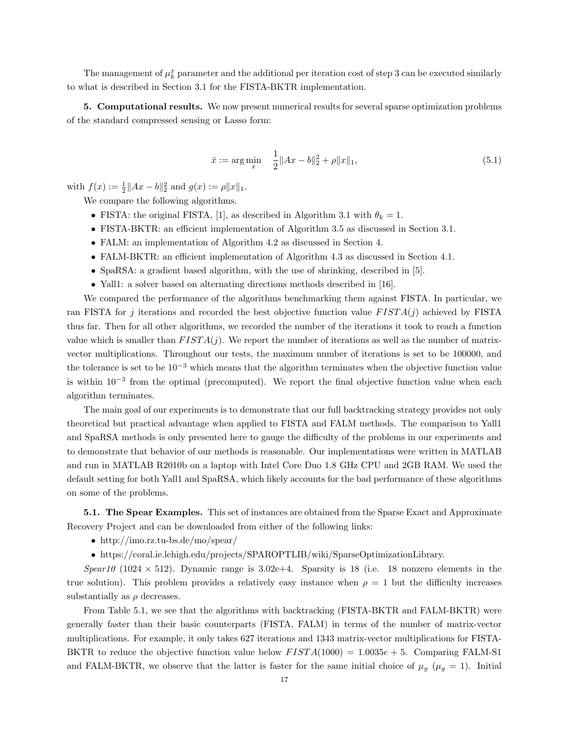The management of $\mu_k^x$ parameter and the additional per iteration cost of step 3 can be executed similarly to what is described in Section 3.1 for the FISTA-BKTR implementation.

**5. Computational results.** We now present numerical results for several sparse optimization problems of the standard compressed sensing or Lasso form:

$$\bar{x} := \arg\min_{x} \quad \frac{1}{2}\|Ax - b\|_2^2 + \rho\|x\|_1, \tag{5.1}$$

with $f(x) := \frac{1}{2}\|Ax - b\|_2^2$ and $g(x) := \rho\|x\|_1$.

We compare the following algorithms.

- FISTA: the original FISTA, [1], as described in Algorithm 3.1 with $\theta_k = 1$.
- FISTA-BKTR: an efficient implementation of Algorithm 3.5 as discussed in Section 3.1.
- FALM: an implementation of Algorithm 4.2 as discussed in Section 4.
- FALM-BKTR: an efficient implementation of Algorithm 4.3 as discussed in Section 4.1.
- SpaRSA: a gradient based algorithm, with the use of shrinking, described in [5].
- Yall1: a solver based on alternating directions methods described in [16].

We compared the performance of the algorithms benchmarking them against FISTA. In particular, we ran FISTA for $j$ iterations and recorded the best objective function value $FISTA(j)$ achieved by FISTA thus far. Then for all other algorithms, we recorded the number of the iterations it took to reach a function value which is smaller than $FISTA(j)$. We report the number of iterations as well as the number of matrix-vector multiplications. Throughout our tests, the maximum number of iterations is set to be 100000, and the tolerance is set to be $10^{-3}$ which means that the algorithm terminates when the objective function value is within $10^{-3}$ from the optimal (precomputed). We report the final objective function value when each algorithm terminates.

The main goal of our experiments is to demonstrate that our full backtracking strategy provides not only theoretical but practical advantage when applied to FISTA and FALM methods. The comparison to Yall1 and SpaRSA methods is only presented here to gauge the difficulty of the problems in our experiments and to demonstrate that behavior of our methods is reasonable. Our implementations were written in MATLAB and run in MATLAB R2010b on a laptop with Intel Core Duo 1.8 GHz CPU and 2GB RAM. We used the default setting for both Yall1 and SpaRSA, which likely accounts for the bad performance of these algorithms on some of the problems.

**5.1. The Spear Examples.** This set of instances are obtained from the Sparse Exact and Approximate Recovery Project and can be downloaded from either of the following links:

- http://imo.rz.tu-bs.de/mo/spear/
- https://coral.ie.lehigh.edu/projects/SPAROPTLIB/wiki/SparseOptimizationLibrary.

*Spear10* ($1024 \times 512$). Dynamic range is 3.02e+4. Sparsity is 18 (i.e. 18 nonzero elements in the true solution). This problem provides a relatively easy instance when $\rho = 1$ but the difficulty increases substantially as $\rho$ decreases.

From Table 5.1, we see that the algorithms with backtracking (FISTA-BKTR and FALM-BKTR) were generally faster than their basic counterparts (FISTA, FALM) in terms of the number of matrix-vector multiplications. For example, it only takes 627 iterations and 1343 matrix-vector multiplications for FISTA-BKTR to reduce the objective function value below $FISTA(1000) = 1.0035e+5$. Comparing FALM-S1 and FALM-BKTR, we observe that the latter is faster for the same initial choice of $\mu_g$ ($\mu_g = 1$). Initial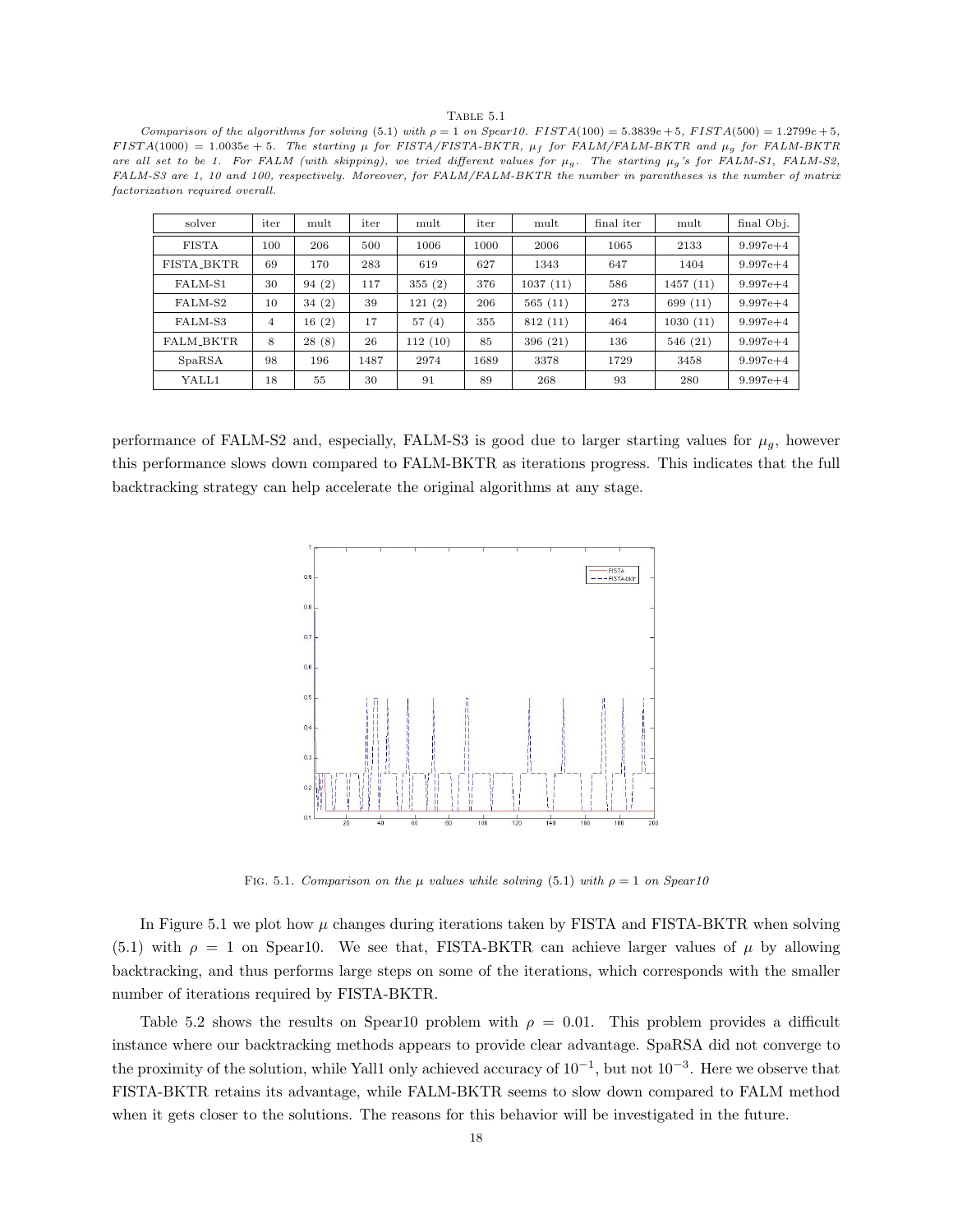Table 5.1

*Comparison of the algorithms for solving (5.1) with $\rho = 1$ on Spear10. $FISTA(100) = 5.3839e+5$, $FISTA(500) = 1.2799e+5$, $FISTA(1000) = 1.0035e+5$. The starting $\mu$ for FISTA/FISTA-BKTR, $\mu_f$ for FALM/FALM-BKTR and $\mu_g$ for FALM-BKTR are all set to be 1. For FALM (with skipping), we tried different values for $\mu_g$. The starting $\mu_g$'s for FALM-S1, FALM-S2, FALM-S3 are 1, 10 and 100, respectively. Moreover, for FALM/FALM-BKTR the number in parentheses is the number of matrix factorization required overall.*

| solver | iter | mult | iter | mult | iter | mult | final iter | mult | final Obj. |
|---|---|---|---|---|---|---|---|---|---|
| FISTA | 100 | 206 | 500 | 1006 | 1000 | 2006 | 1065 | 2133 | 9.997e+4 |
| FISTA_BKTR | 69 | 170 | 283 | 619 | 627 | 1343 | 647 | 1404 | 9.997e+4 |
| FALM-S1 | 30 | 94 (2) | 117 | 355 (2) | 376 | 1037 (11) | 586 | 1457 (11) | 9.997e+4 |
| FALM-S2 | 10 | 34 (2) | 39 | 121 (2) | 206 | 565 (11) | 273 | 699 (11) | 9.997e+4 |
| FALM-S3 | 4 | 16 (2) | 17 | 57 (4) | 355 | 812 (11) | 464 | 1030 (11) | 9.997e+4 |
| FALM_BKTR | 8 | 28 (8) | 26 | 112 (10) | 85 | 396 (21) | 136 | 546 (21) | 9.997e+4 |
| SpaRSA | 98 | 196 | 1487 | 2974 | 1689 | 3378 | 1729 | 3458 | 9.997e+4 |
| YALL1 | 18 | 55 | 30 | 91 | 89 | 268 | 93 | 280 | 9.997e+4 |

performance of FALM-S2 and, especially, FALM-S3 is good due to larger starting values for $\mu_g$, however this performance slows down compared to FALM-BKTR as iterations progress. This indicates that the full backtracking strategy can help accelerate the original algorithms at any stage.

Fig. 5.1. *Comparison on the $\mu$ values while solving (5.1) with $\rho = 1$ on Spear10*

In Figure 5.1 we plot how $\mu$ changes during iterations taken by FISTA and FISTA-BKTR when solving (5.1) with $\rho = 1$ on Spear10. We see that, FISTA-BKTR can achieve larger values of $\mu$ by allowing backtracking, and thus performs large steps on some of the iterations, which corresponds with the smaller number of iterations required by FISTA-BKTR.

Table 5.2 shows the results on Spear10 problem with $\rho = 0.01$. This problem provides a difficult instance where our backtracking methods appears to provide clear advantage. SpaRSA did not converge to the proximity of the solution, while Yall1 only achieved accuracy of $10^{-1}$, but not $10^{-3}$. Here we observe that FISTA-BKTR retains its advantage, while FALM-BKTR seems to slow down compared to FALM method when it gets closer to the solutions. The reasons for this behavior will be investigated in the future.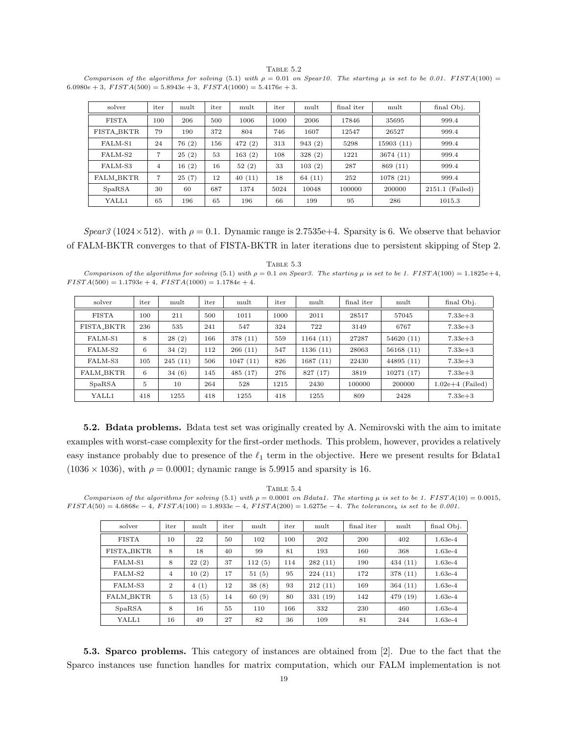TABLE 5.2

*Comparison of the algorithms for solving (5.1) with $\rho = 0.01$ on Spear10. The starting $\mu$ is set to be 0.01. $FISTA(100) = 6.0980e+3$, $FISTA(500) = 5.8943e+3$, $FISTA(1000) = 5.4176e+3$.*

| solver | iter | mult | iter | mult | iter | mult | final iter | mult | final Obj. |
|---|---|---|---|---|---|---|---|---|---|
| FISTA | 100 | 206 | 500 | 1006 | 1000 | 2006 | 17846 | 35695 | 999.4 |
| FISTA_BKTR | 79 | 190 | 372 | 804 | 746 | 1607 | 12547 | 26527 | 999.4 |
| FALM-S1 | 24 | 76 (2) | 156 | 472 (2) | 313 | 943 (2) | 5298 | 15903 (11) | 999.4 |
| FALM-S2 | 7 | 25 (2) | 53 | 163 (2) | 108 | 328 (2) | 1221 | 3674 (11) | 999.4 |
| FALM-S3 | 4 | 16 (2) | 16 | 52 (2) | 33 | 103 (2) | 287 | 869 (11) | 999.4 |
| FALM_BKTR | 7 | 25 (7) | 12 | 40 (11) | 18 | 64 (11) | 252 | 1078 (21) | 999.4 |
| SpaRSA | 30 | 60 | 687 | 1374 | 5024 | 10048 | 100000 | 200000 | 2151.1 (Failed) |
| YALL1 | 65 | 196 | 65 | 196 | 66 | 199 | 95 | 286 | 1015.3 |

*Spear3* ($1024 \times 512$). with $\rho = 0.1$. Dynamic range is 2.7535e+4. Sparsity is 6. We observe that behavior of FALM-BKTR converges to that of FISTA-BKTR in later iterations due to persistent skipping of Step 2.

TABLE 5.3

*Comparison of the algorithms for solving (5.1) with $\rho = 0.1$ on Spear3. The starting $\mu$ is set to be 1. $FISTA(100) = 1.1825e+4$, $FISTA(500) = 1.1793e+4$, $FISTA(1000) = 1.1784e+4$.*

| solver | iter | mult | iter | mult | iter | mult | final iter | mult | final Obj. |
|---|---|---|---|---|---|---|---|---|---|
| FISTA | 100 | 211 | 500 | 1011 | 1000 | 2011 | 28517 | 57045 | 7.33e+3 |
| FISTA_BKTR | 236 | 535 | 241 | 547 | 324 | 722 | 3149 | 6767 | 7.33e+3 |
| FALM-S1 | 8 | 28 (2) | 166 | 378 (11) | 559 | 1164 (11) | 27287 | 54620 (11) | 7.33e+3 |
| FALM-S2 | 6 | 34 (2) | 112 | 266 (11) | 547 | 1136 (11) | 28063 | 56168 (11) | 7.33e+3 |
| FALM-S3 | 105 | 245 (11) | 506 | 1047 (11) | 826 | 1687 (11) | 22430 | 44895 (11) | 7.33e+3 |
| FALM_BKTR | 6 | 34 (6) | 145 | 485 (17) | 276 | 827 (17) | 3819 | 10271 (17) | 7.33e+3 |
| SpaRSA | 5 | 10 | 264 | 528 | 1215 | 2430 | 100000 | 200000 | 1.02e+4 (Failed) |
| YALL1 | 418 | 1255 | 418 | 1255 | 418 | 1255 | 809 | 2428 | 7.33e+3 |

**5.2. Bdata problems.** Bdata test set was originally created by A. Nemirovski with the aim to imitate examples with worst-case complexity for the first-order methods. This problem, however, provides a relatively easy instance probably due to presence of the $\ell_1$ term in the objective. Here we present results for Bdata1 ($1036 \times 1036$), with $\rho = 0.0001$; dynamic range is 5.9915 and sparsity is 16.

TABLE 5.4

*Comparison of the algorithms for solving (5.1) with $\rho = 0.0001$ on Bdata1. The starting $\mu$ is set to be 1. $FISTA(10) = 0.0015$, $FISTA(50) = 4.6868e-4$, $FISTA(100) = 1.8933e-4$, $FISTA(200) = 1.6275e-4$. The tolerance$\epsilon_b$ is set to be 0.001.*

| solver | iter | mult | iter | mult | iter | mult | final iter | mult | final Obj. |
|---|---|---|---|---|---|---|---|---|---|
| FISTA | 10 | 22 | 50 | 102 | 100 | 202 | 200 | 402 | 1.63e-4 |
| FISTA_BKTR | 8 | 18 | 40 | 99 | 81 | 193 | 160 | 368 | 1.63e-4 |
| FALM-S1 | 8 | 22 (2) | 37 | 112 (5) | 114 | 282 (11) | 190 | 434 (11) | 1.63e-4 |
| FALM-S2 | 4 | 10 (2) | 17 | 51 (5) | 95 | 224 (11) | 172 | 378 (11) | 1.63e-4 |
| FALM-S3 | 2 | 4 (1) | 12 | 38 (8) | 93 | 212 (11) | 169 | 364 (11) | 1.63e-4 |
| FALM_BKTR | 5 | 13 (5) | 14 | 60 (9) | 80 | 331 (19) | 142 | 479 (19) | 1.63e-4 |
| SpaRSA | 8 | 16 | 55 | 110 | 166 | 332 | 230 | 460 | 1.63e-4 |
| YALL1 | 16 | 49 | 27 | 82 | 36 | 109 | 81 | 244 | 1.63e-4 |

**5.3. Sparco problems.** This category of instances are obtained from [2]. Due to the fact that the Sparco instances use function handles for matrix computation, which our FALM implementation is not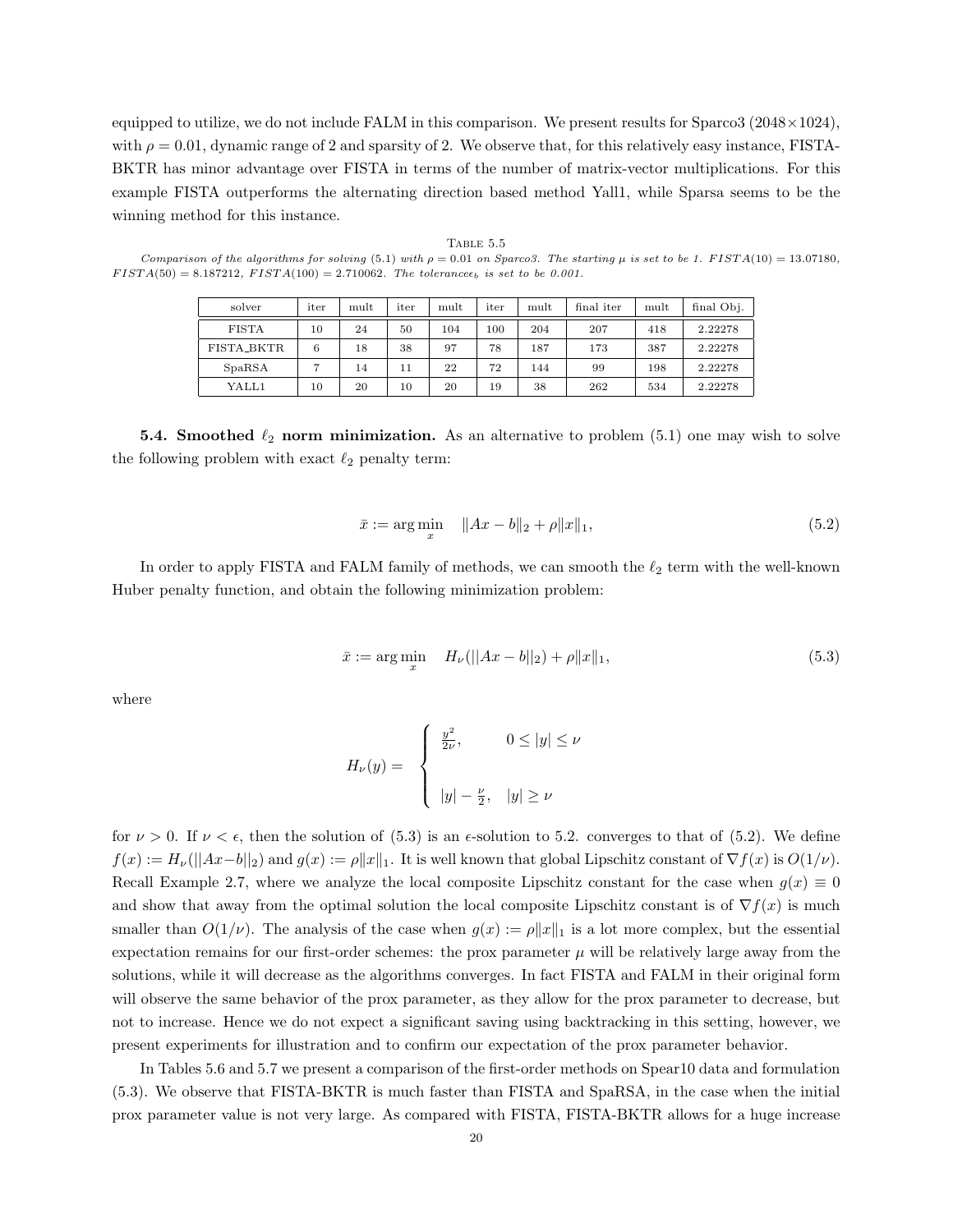equipped to utilize, we do not include FALM in this comparison. We present results for Sparco3 (2048×1024), with $\rho = 0.01$, dynamic range of 2 and sparsity of 2. We observe that, for this relatively easy instance, FISTA-BKTR has minor advantage over FISTA in terms of the number of matrix-vector multiplications. For this example FISTA outperforms the alternating direction based method Yall1, while Sparsa seems to be the winning method for this instance.

Table 5.5

*Comparison of the algorithms for solving (5.1) with $\rho = 0.01$ on Sparco3. The starting $\mu$ is set to be 1. $FISTA(10) = 13.07180$, $FISTA(50) = 8.187212$, $FISTA(100) = 2.710062$. The tolerance$\epsilon_b$ is set to be 0.001.*

| solver | iter | mult | iter | mult | iter | mult | final iter | mult | final Obj. |
|---|---|---|---|---|---|---|---|---|---|
| FISTA | 10 | 24 | 50 | 104 | 100 | 204 | 207 | 418 | 2.22278 |
| FISTA_BKTR | 6 | 18 | 38 | 97 | 78 | 187 | 173 | 387 | 2.22278 |
| SpaRSA | 7 | 14 | 11 | 22 | 72 | 144 | 99 | 198 | 2.22278 |
| YALL1 | 10 | 20 | 10 | 20 | 19 | 38 | 262 | 534 | 2.22278 |

**5.4. Smoothed $\ell_2$ norm minimization.** As an alternative to problem (5.1) one may wish to solve the following problem with exact $\ell_2$ penalty term:

$$\bar{x} := \arg\min_x \quad \|Ax - b\|_2 + \rho\|x\|_1, \tag{5.2}$$

In order to apply FISTA and FALM family of methods, we can smooth the $\ell_2$ term with the well-known Huber penalty function, and obtain the following minimization problem:

$$\bar{x} := \arg\min_x \quad H_\nu(||Ax - b||_2) + \rho\|x\|_1, \tag{5.3}$$

where

$$H_\nu(y) = \begin{cases} \frac{y^2}{2\nu}, & 0 \le |y| \le \nu \\ \\ |y| - \frac{\nu}{2}, & |y| \ge \nu \end{cases}$$

for $\nu > 0$. If $\nu < \epsilon$, then the solution of (5.3) is an $\epsilon$-solution to 5.2. converges to that of (5.2). We define $f(x) := H_\nu(||Ax-b||_2)$ and $g(x) := \rho\|x\|_1$. It is well known that global Lipschitz constant of $\nabla f(x)$ is $O(1/\nu)$. Recall Example 2.7, where we analyze the local composite Lipschitz constant for the case when $g(x) \equiv 0$ and show that away from the optimal solution the local composite Lipschitz constant is of $\nabla f(x)$ is much smaller than $O(1/\nu)$. The analysis of the case when $g(x) := \rho\|x\|_1$ is a lot more complex, but the essential expectation remains for our first-order schemes: the prox parameter $\mu$ will be relatively large away from the solutions, while it will decrease as the algorithms converges. In fact FISTA and FALM in their original form will observe the same behavior of the prox parameter, as they allow for the prox parameter to decrease, but not to increase. Hence we do not expect a significant saving using backtracking in this setting, however, we present experiments for illustration and to confirm our expectation of the prox parameter behavior.

In Tables 5.6 and 5.7 we present a comparison of the first-order methods on Spear10 data and formulation (5.3). We observe that FISTA-BKTR is much faster than FISTA and SpaRSA, in the case when the initial prox parameter value is not very large. As compared with FISTA, FISTA-BKTR allows for a huge increase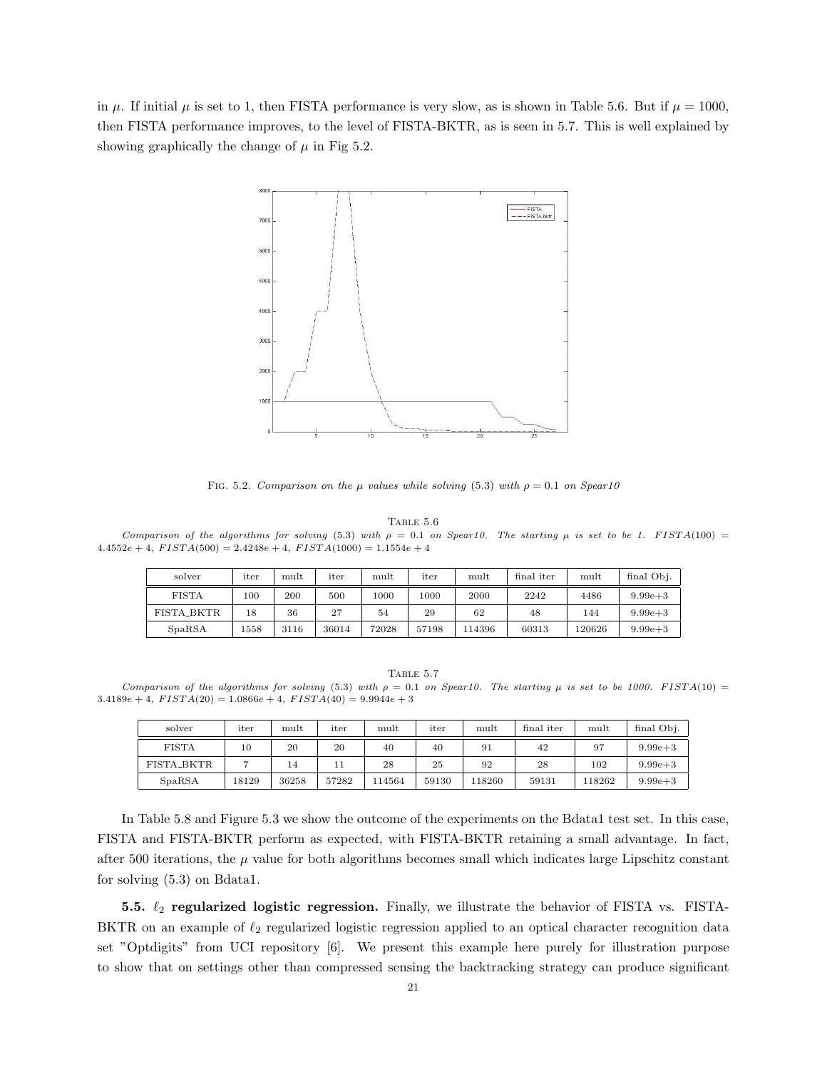in $\mu$. If initial $\mu$ is set to 1, then FISTA performance is very slow, as is shown in Table 5.6. But if $\mu = 1000$, then FISTA performance improves, to the level of FISTA-BKTR, as is seen in 5.7. This is well explained by showing graphically the change of $\mu$ in Fig 5.2.

FIG. 5.2. *Comparison on the $\mu$ values while solving (5.3) with $\rho = 0.1$ on Spear10*

TABLE 5.6
*Comparison of the algorithms for solving (5.3) with $\rho = 0.1$ on Spear10. The starting $\mu$ is set to be 1. $FISTA(100) = 4.4552e+4$, $FISTA(500) = 2.4248e+4$, $FISTA(1000) = 1.1554e+4$*

| solver | iter | mult | iter | mult | iter | mult | final iter | mult | final Obj. |
|---|---|---|---|---|---|---|---|---|---|
| FISTA | 100 | 200 | 500 | 1000 | 1000 | 2000 | 2242 | 4486 | 9.99e+3 |
| FISTA_BKTR | 18 | 36 | 27 | 54 | 29 | 62 | 48 | 144 | 9.99e+3 |
| SpaRSA | 1558 | 3116 | 36014 | 72028 | 57198 | 114396 | 60313 | 120626 | 9.99e+3 |

TABLE 5.7
*Comparison of the algorithms for solving (5.3) with $\rho = 0.1$ on Spear10. The starting $\mu$ is set to be 1000. $FISTA(10) = 3.4189e+4$, $FISTA(20) = 1.0866e+4$, $FISTA(40) = 9.9944e+3$*

| solver | iter | mult | iter | mult | iter | mult | final iter | mult | final Obj. |
|---|---|---|---|---|---|---|---|---|---|
| FISTA | 10 | 20 | 20 | 40 | 40 | 91 | 42 | 97 | 9.99e+3 |
| FISTA_BKTR | 7 | 14 | 11 | 28 | 25 | 92 | 28 | 102 | 9.99e+3 |
| SpaRSA | 18129 | 36258 | 57282 | 114564 | 59130 | 118260 | 59131 | 118262 | 9.99e+3 |

In Table 5.8 and Figure 5.3 we show the outcome of the experiments on the Bdata1 test set. In this case, FISTA and FISTA-BKTR perform as expected, with FISTA-BKTR retaining a small advantage. In fact, after 500 iterations, the $\mu$ value for both algorithms becomes small which indicates large Lipschitz constant for solving (5.3) on Bdata1.

**5.5. $\ell_2$ regularized logistic regression.** Finally, we illustrate the behavior of FISTA vs. FISTA-BKTR on an example of $\ell_2$ regularized logistic regression applied to an optical character recognition data set "Optdigits" from UCI repository [6]. We present this example here purely for illustration purpose to show that on settings other than compressed sensing the backtracking strategy can produce significant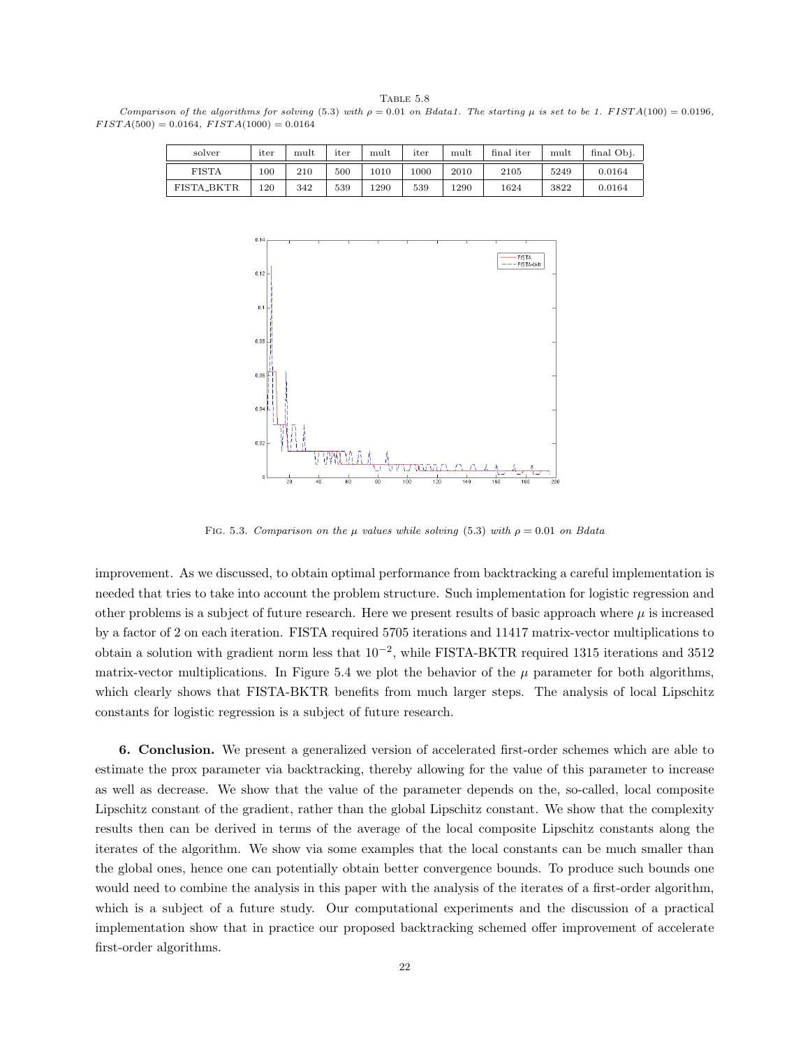TABLE 5.8

*Comparison of the algorithms for solving* (5.3) *with* $\rho = 0.01$ *on Bdata1. The starting* $\mu$ *is set to be 1.* $FISTA(100) = 0.0196$, $FISTA(500) = 0.0164$, $FISTA(1000) = 0.0164$

| solver | iter | mult | iter | mult | iter | mult | final iter | mult | final Obj. |
|---|---|---|---|---|---|---|---|---|---|
| FISTA | 100 | 210 | 500 | 1010 | 1000 | 2010 | 2105 | 5249 | 0.0164 |
| FISTA_BKTR | 120 | 342 | 539 | 1290 | 539 | 1290 | 1624 | 3822 | 0.0164 |

FIG. 5.3. *Comparison on the* $\mu$ *values while solving* (5.3) *with* $\rho = 0.01$ *on Bdata*

improvement. As we discussed, to obtain optimal performance from backtracking a careful implementation is needed that tries to take into account the problem structure. Such implementation for logistic regression and other problems is a subject of future research. Here we present results of basic approach where $\mu$ is increased by a factor of 2 on each iteration. FISTA required 5705 iterations and 11417 matrix-vector multiplications to obtain a solution with gradient norm less that $10^{-2}$, while FISTA-BKTR required 1315 iterations and 3512 matrix-vector multiplications. In Figure 5.4 we plot the behavior of the $\mu$ parameter for both algorithms, which clearly shows that FISTA-BKTR benefits from much larger steps. The analysis of local Lipschitz constants for logistic regression is a subject of future research.

## 6. Conclusion.

We present a generalized version of accelerated first-order schemes which are able to estimate the prox parameter via backtracking, thereby allowing for the value of this parameter to increase as well as decrease. We show that the value of the parameter depends on the, so-called, local composite Lipschitz constant of the gradient, rather than the global Lipschitz constant. We show that the complexity results then can be derived in terms of the average of the local composite Lipschitz constants along the iterates of the algorithm. We show via some examples that the local constants can be much smaller than the global ones, hence one can potentially obtain better convergence bounds. To produce such bounds one would need to combine the analysis in this paper with the analysis of the iterates of a first-order algorithm, which is a subject of a future study. Our computational experiments and the discussion of a practical implementation show that in practice our proposed backtracking schemed offer improvement of accelerate first-order algorithms.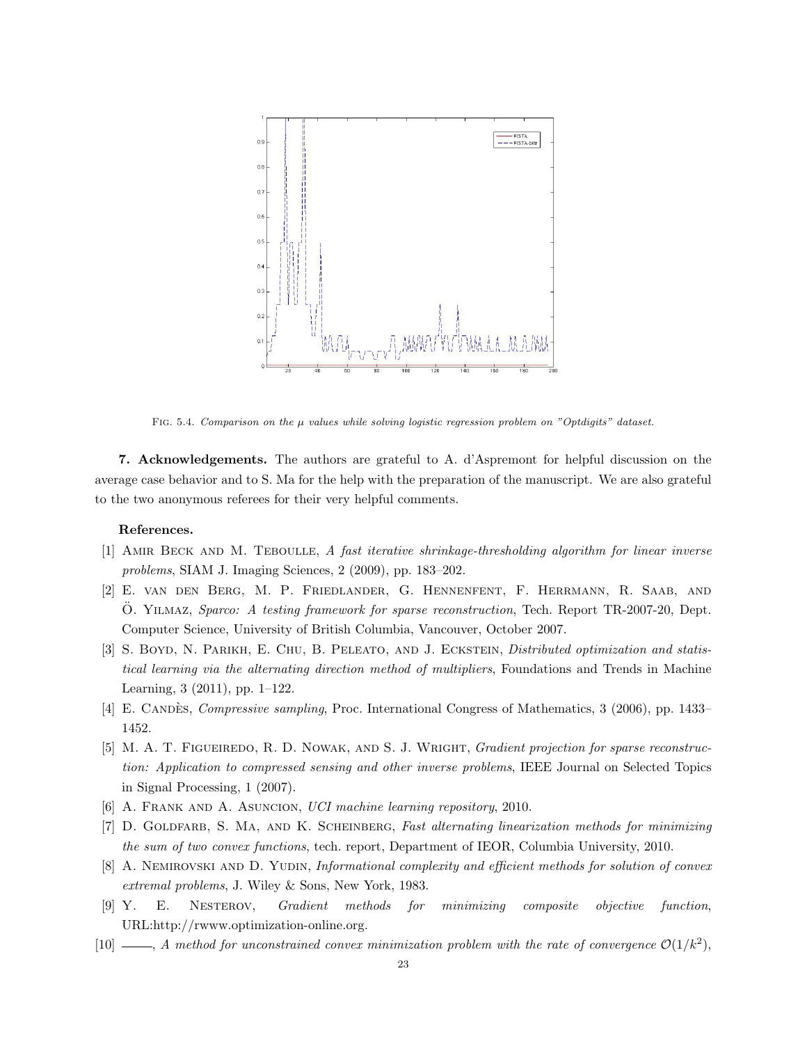Fig. 5.4. *Comparison on the $\mu$ values while solving logistic regression problem on "Optdigits" dataset.*

**7. Acknowledgements.** The authors are grateful to A. d'Aspremont for helpful discussion on the average case behavior and to S. Ma for the help with the preparation of the manuscript. We are also grateful to the two anonymous referees for their very helpful comments.

**References.**

[1] Amir Beck and M. Teboulle, *A fast iterative shrinkage-thresholding algorithm for linear inverse problems*, SIAM J. Imaging Sciences, 2 (2009), pp. 183–202.

[2] E. van den Berg, M. P. Friedlander, G. Hennenfent, F. Herrmann, R. Saab, and Ö. Yilmaz, *Sparco: A testing framework for sparse reconstruction*, Tech. Report TR-2007-20, Dept. Computer Science, University of British Columbia, Vancouver, October 2007.

[3] S. Boyd, N. Parikh, E. Chu, B. Peleato, and J. Eckstein, *Distributed optimization and statistical learning via the alternating direction method of multipliers*, Foundations and Trends in Machine Learning, 3 (2011), pp. 1–122.

[4] E. Candès, *Compressive sampling*, Proc. International Congress of Mathematics, 3 (2006), pp. 1433–1452.

[5] M. A. T. Figueiredo, R. D. Nowak, and S. J. Wright, *Gradient projection for sparse reconstruction: Application to compressed sensing and other inverse problems*, IEEE Journal on Selected Topics in Signal Processing, 1 (2007).

[6] A. Frank and A. Asuncion, *UCI machine learning repository*, 2010.

[7] D. Goldfarb, S. Ma, and K. Scheinberg, *Fast alternating linearization methods for minimizing the sum of two convex functions*, tech. report, Department of IEOR, Columbia University, 2010.

[8] A. Nemirovski and D. Yudin, *Informational complexity and efficient methods for solution of convex extremal problems*, J. Wiley & Sons, New York, 1983.

[9] Y. E. Nesterov, *Gradient methods for minimizing composite objective function*, URL:http://rwww.optimization-online.org.

[10] ——, *A method for unconstrained convex minimization problem with the rate of convergence $\mathcal{O}(1/k^2)$*,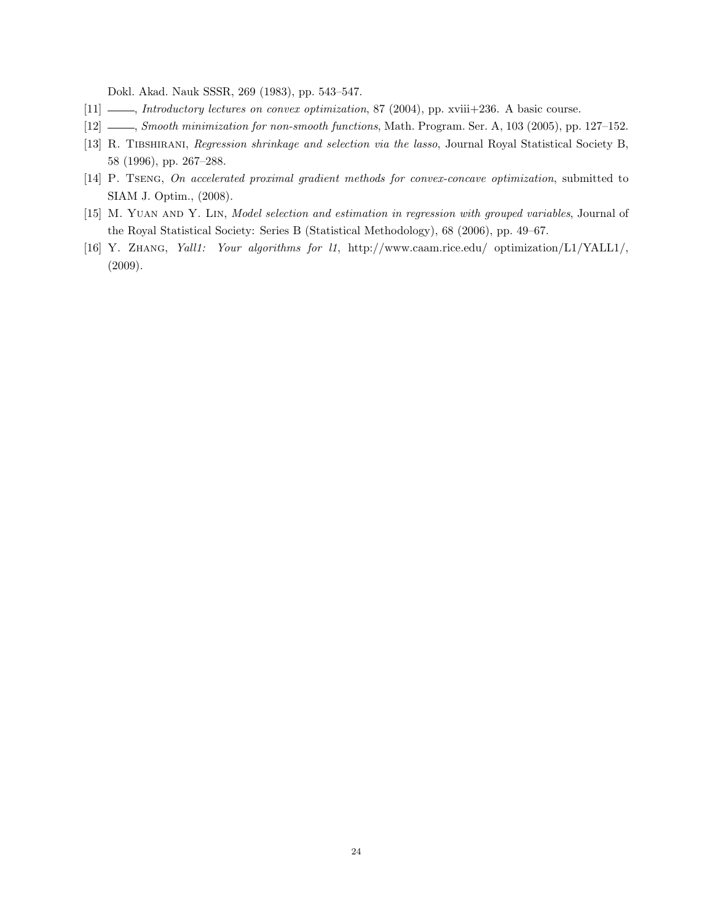Dokl. Akad. Nauk SSSR, 269 (1983), pp. 543–547.

[11] ——, *Introductory lectures on convex optimization*, 87 (2004), pp. xviii+236. A basic course.

[12] ——, *Smooth minimization for non-smooth functions*, Math. Program. Ser. A, 103 (2005), pp. 127–152.

[13] R. Tibshirani, *Regression shrinkage and selection via the lasso*, Journal Royal Statistical Society B, 58 (1996), pp. 267–288.

[14] P. Tseng, *On accelerated proximal gradient methods for convex-concave optimization*, submitted to SIAM J. Optim., (2008).

[15] M. Yuan and Y. Lin, *Model selection and estimation in regression with grouped variables*, Journal of the Royal Statistical Society: Series B (Statistical Methodology), 68 (2006), pp. 49–67.

[16] Y. Zhang, *Yall1: Your algorithms for l1*, http://www.caam.rice.edu/ optimization/L1/YALL1/, (2009).